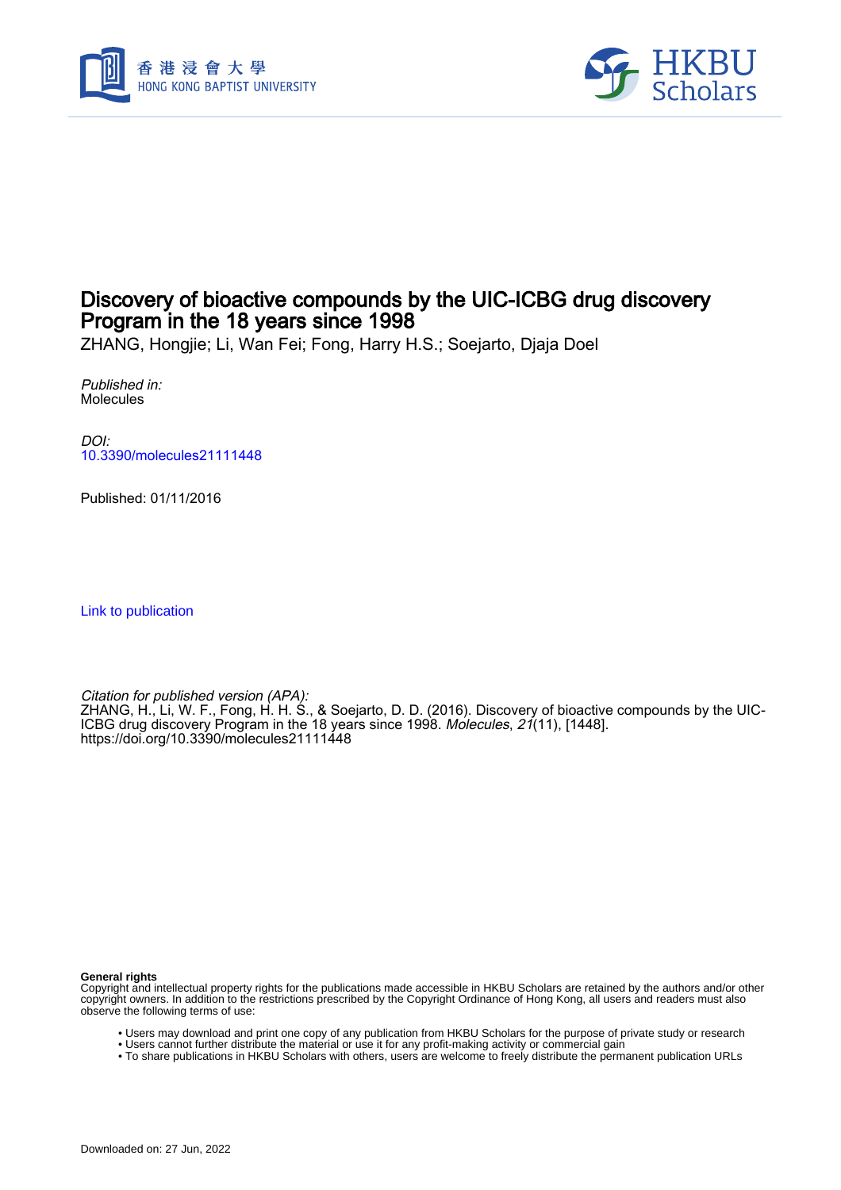# Discovery of bioactive compounds by the UIC-ICBG drug discovery Program in the 18 years since 1998

ZHANG, Hongjie; Li, Wan Fei; Fong, Harry H.S.; Soejarto, Djaja Doel

*Published in:*
Molecules

*DOI:*
10.3390/molecules21111448

Published: 01/11/2016

Link to publication

*Citation for published version (APA):*
ZHANG, H., Li, W. F., Fong, H. H. S., & Soejarto, D. D. (2016). Discovery of bioactive compounds by the UIC-ICBG drug discovery Program in the 18 years since 1998. *Molecules*, *21*(11), [1448]. https://doi.org/10.3390/molecules21111448

**General rights**
Copyright and intellectual property rights for the publications made accessible in HKBU Scholars are retained by the authors and/or other copyright owners. In addition to the restrictions prescribed by the Copyright Ordinance of Hong Kong, all users and readers must also observe the following terms of use:

- Users may download and print one copy of any publication from HKBU Scholars for the purpose of private study or research
- Users cannot further distribute the material or use it for any profit-making activity or commercial gain
- To share publications in HKBU Scholars with others, users are welcome to freely distribute the permanent publication URLs

Downloaded on: 27 Jun, 2022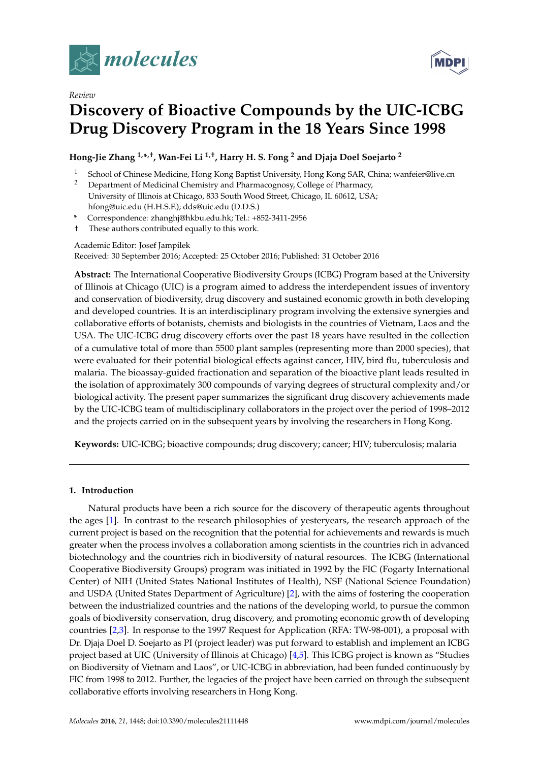# molecules

Review

# Discovery of Bioactive Compounds by the UIC-ICBG Drug Discovery Program in the 18 Years Since 1998

**Hong-Jie Zhang [1,*,†], Wan-Fei Li [1,†], Harry H. S. Fong [2] and Djaja Doel Soejarto [2]**

1. School of Chinese Medicine, Hong Kong Baptist University, Hong Kong SAR, China; wanfeier@live.cn
2. Department of Medicinal Chemistry and Pharmacognosy, College of Pharmacy, University of Illinois at Chicago, 833 South Wood Street, Chicago, IL 60612, USA; hfong@uic.edu (H.H.S.F.); dds@uic.edu (D.D.S.)

\* Correspondence: zhanghj@hkbu.edu.hk; Tel.: +852-3411-2956

† These authors contributed equally to this work.

Academic Editor: Josef Jampilek

Received: 30 September 2016; Accepted: 25 October 2016; Published: 31 October 2016

**Abstract:** The International Cooperative Biodiversity Groups (ICBG) Program based at the University of Illinois at Chicago (UIC) is a program aimed to address the interdependent issues of inventory and conservation of biodiversity, drug discovery and sustained economic growth in both developing and developed countries. It is an interdisciplinary program involving the extensive synergies and collaborative efforts of botanists, chemists and biologists in the countries of Vietnam, Laos and the USA. The UIC-ICBG drug discovery efforts over the past 18 years have resulted in the collection of a cumulative total of more than 5500 plant samples (representing more than 2000 species), that were evaluated for their potential biological effects against cancer, HIV, bird flu, tuberculosis and malaria. The bioassay-guided fractionation and separation of the bioactive plant leads resulted in the isolation of approximately 300 compounds of varying degrees of structural complexity and/or biological activity. The present paper summarizes the significant drug discovery achievements made by the UIC-ICBG team of multidisciplinary collaborators in the project over the period of 1998–2012 and the projects carried on in the subsequent years by involving the researchers in Hong Kong.

**Keywords:** UIC-ICBG; bioactive compounds; drug discovery; cancer; HIV; tuberculosis; malaria

## 1. Introduction

Natural products have been a rich source for the discovery of therapeutic agents throughout the ages [1]. In contrast to the research philosophies of yesteryears, the research approach of the current project is based on the recognition that the potential for achievements and rewards is much greater when the process involves a collaboration among scientists in the countries rich in advanced biotechnology and the countries rich in biodiversity of natural resources. The ICBG (International Cooperative Biodiversity Groups) program was initiated in 1992 by the FIC (Fogarty International Center) of NIH (United States National Institutes of Health), NSF (National Science Foundation) and USDA (United States Department of Agriculture) [2], with the aims of fostering the cooperation between the industrialized countries and the nations of the developing world, to pursue the common goals of biodiversity conservation, drug discovery, and promoting economic growth of developing countries [2,3]. In response to the 1997 Request for Application (RFA: TW-98-001), a proposal with Dr. Djaja Doel D. Soejarto as PI (project leader) was put forward to establish and implement an ICBG project based at UIC (University of Illinois at Chicago) [4,5]. This ICBG project is known as "Studies on Biodiversity of Vietnam and Laos", or UIC-ICBG in abbreviation, had been funded continuously by FIC from 1998 to 2012. Further, the legacies of the project have been carried on through the subsequent collaborative efforts involving researchers in Hong Kong.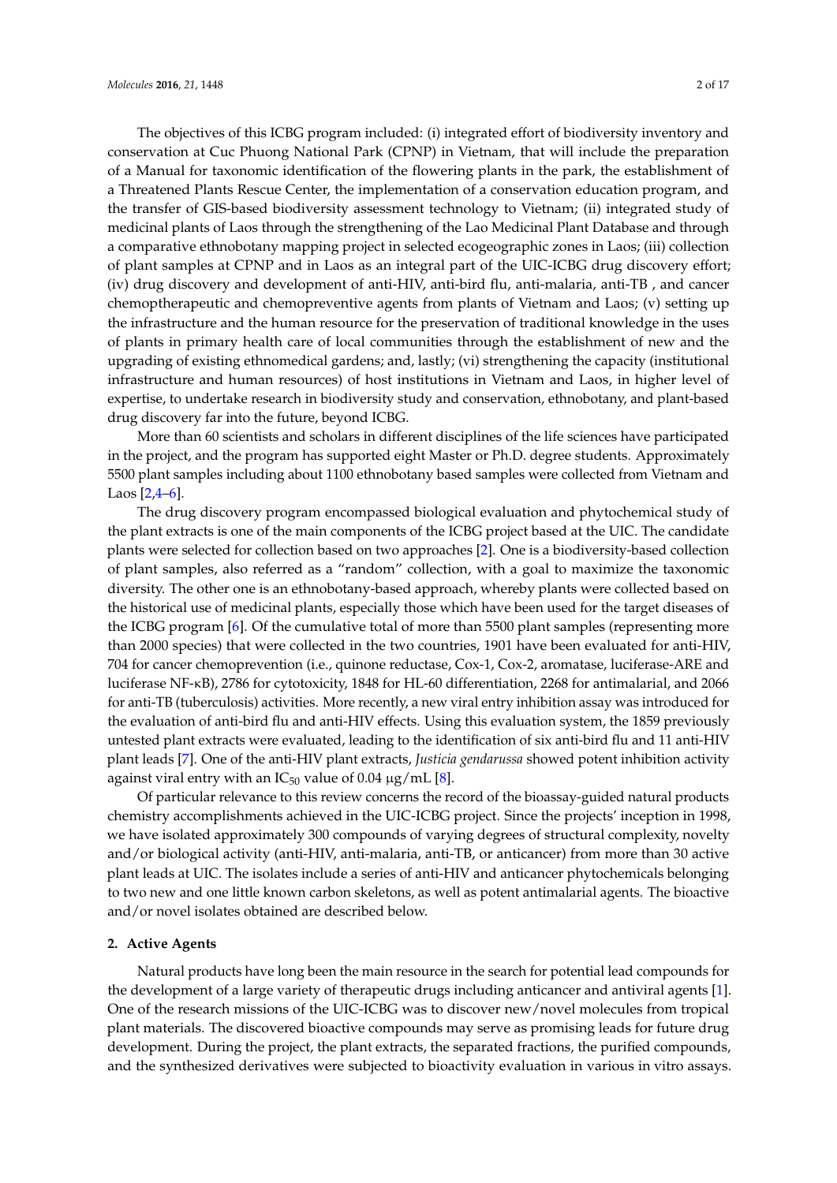The objectives of this ICBG program included: (i) integrated effort of biodiversity inventory and conservation at Cuc Phuong National Park (CPNP) in Vietnam, that will include the preparation of a Manual for taxonomic identification of the flowering plants in the park, the establishment of a Threatened Plants Rescue Center, the implementation of a conservation education program, and the transfer of GIS-based biodiversity assessment technology to Vietnam; (ii) integrated study of medicinal plants of Laos through the strengthening of the Lao Medicinal Plant Database and through a comparative ethnobotany mapping project in selected ecogeographic zones in Laos; (iii) collection of plant samples at CPNP and in Laos as an integral part of the UIC-ICBG drug discovery effort; (iv) drug discovery and development of anti-HIV, anti-bird flu, anti-malaria, anti-TB , and cancer chemoptherapeutic and chemopreventive agents from plants of Vietnam and Laos; (v) setting up the infrastructure and the human resource for the preservation of traditional knowledge in the uses of plants in primary health care of local communities through the establishment of new and the upgrading of existing ethnomedical gardens; and, lastly; (vi) strengthening the capacity (institutional infrastructure and human resources) of host institutions in Vietnam and Laos, in higher level of expertise, to undertake research in biodiversity study and conservation, ethnobotany, and plant-based drug discovery far into the future, beyond ICBG.

More than 60 scientists and scholars in different disciplines of the life sciences have participated in the project, and the program has supported eight Master or Ph.D. degree students. Approximately 5500 plant samples including about 1100 ethnobotany based samples were collected from Vietnam and Laos [2,4–6].

The drug discovery program encompassed biological evaluation and phytochemical study of the plant extracts is one of the main components of the ICBG project based at the UIC. The candidate plants were selected for collection based on two approaches [2]. One is a biodiversity-based collection of plant samples, also referred as a "random" collection, with a goal to maximize the taxonomic diversity. The other one is an ethnobotany-based approach, whereby plants were collected based on the historical use of medicinal plants, especially those which have been used for the target diseases of the ICBG program [6]. Of the cumulative total of more than 5500 plant samples (representing more than 2000 species) that were collected in the two countries, 1901 have been evaluated for anti-HIV, 704 for cancer chemoprevention (i.e., quinone reductase, Cox-1, Cox-2, aromatase, luciferase-ARE and luciferase NF-κB), 2786 for cytotoxicity, 1848 for HL-60 differentiation, 2268 for antimalarial, and 2066 for anti-TB (tuberculosis) activities. More recently, a new viral entry inhibition assay was introduced for the evaluation of anti-bird flu and anti-HIV effects. Using this evaluation system, the 1859 previously untested plant extracts were evaluated, leading to the identification of six anti-bird flu and 11 anti-HIV plant leads [7]. One of the anti-HIV plant extracts, *Justicia gendarussa* showed potent inhibition activity against viral entry with an $IC_{50}$ value of 0.04 μg/mL [8].

Of particular relevance to this review concerns the record of the bioassay-guided natural products chemistry accomplishments achieved in the UIC-ICBG project. Since the projects' inception in 1998, we have isolated approximately 300 compounds of varying degrees of structural complexity, novelty and/or biological activity (anti-HIV, anti-malaria, anti-TB, or anticancer) from more than 30 active plant leads at UIC. The isolates include a series of anti-HIV and anticancer phytochemicals belonging to two new and one little known carbon skeletons, as well as potent antimalarial agents. The bioactive and/or novel isolates obtained are described below.

## 2. Active Agents

Natural products have long been the main resource in the search for potential lead compounds for the development of a large variety of therapeutic drugs including anticancer and antiviral agents [1]. One of the research missions of the UIC-ICBG was to discover new/novel molecules from tropical plant materials. The discovered bioactive compounds may serve as promising leads for future drug development. During the project, the plant extracts, the separated fractions, the purified compounds, and the synthesized derivatives were subjected to bioactivity evaluation in various in vitro assays.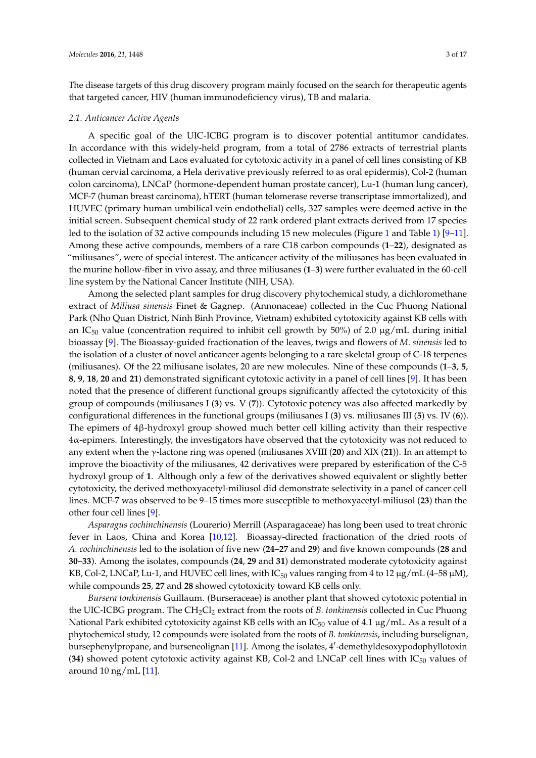The disease targets of this drug discovery program mainly focused on the search for therapeutic agents that targeted cancer, HIV (human immunodeficiency virus), TB and malaria.

### 2.1. Anticancer Active Agents

A specific goal of the UIC-ICBG program is to discover potential antitumor candidates. In accordance with this widely-held program, from a total of 2786 extracts of terrestrial plants collected in Vietnam and Laos evaluated for cytotoxic activity in a panel of cell lines consisting of KB (human cervial carcinoma, a Hela derivative previously referred to as oral epidermis), Col-2 (human colon carcinoma), LNCaP (hormone-dependent human prostate cancer), Lu-1 (human lung cancer), MCF-7 (human breast carcinoma), hTERT (human telomerase reverse transcriptase immortalized), and HUVEC (primary human umbilical vein endothelial) cells, 327 samples were deemed active in the initial screen. Subsequent chemical study of 22 rank ordered plant extracts derived from 17 species led to the isolation of 32 active compounds including 15 new molecules (Figure 1 and Table 1) [9–11]. Among these active compounds, members of a rare C18 carbon compounds (**1**–**22**), designated as "miliusanes", were of special interest. The anticancer activity of the miliusanes has been evaluated in the murine hollow-fiber in vivo assay, and three miliusanes (**1**–**3**) were further evaluated in the 60-cell line system by the National Cancer Institute (NIH, USA).

Among the selected plant samples for drug discovery phytochemical study, a dichloromethane extract of *Miliusa sinensis* Finet & Gagnep. (Annonaceae) collected in the Cuc Phuong National Park (Nho Quan District, Ninh Binh Province, Vietnam) exhibited cytotoxicity against KB cells with an $IC_{50}$ value (concentration required to inhibit cell growth by 50%) of 2.0 μg/mL during initial bioassay [9]. The Bioassay-guided fractionation of the leaves, twigs and flowers of *M. sinensis* led to the isolation of a cluster of novel anticancer agents belonging to a rare skeletal group of C-18 terpenes (miliusanes). Of the 22 miliusane isolates, 20 are new molecules. Nine of these compounds (**1**–**3**, **5**, **8**, **9**, **18**, **20** and **21**) demonstrated significant cytotoxic activity in a panel of cell lines [9]. It has been noted that the presence of different functional groups significantly affected the cytotoxicity of this group of compounds (miliusanes I (**3**) vs. V (**7**)). Cytotoxic potency was also affected markedly by configurational differences in the functional groups (miliusanes I (**3**) vs. miliusanes III (**5**) vs. IV (**6**)). The epimers of 4β-hydroxyl group showed much better cell killing activity than their respective 4α-epimers. Interestingly, the investigators have observed that the cytotoxicity was not reduced to any extent when the γ-lactone ring was opened (miliusanes XVIII (**20**) and XIX (**21**)). In an attempt to improve the bioactivity of the miliusanes, 42 derivatives were prepared by esterification of the C-5 hydroxyl group of **1**. Although only a few of the derivatives showed equivalent or slightly better cytotoxicity, the derived methoxyacetyl-miliusol did demonstrate selectivity in a panel of cancer cell lines. MCF-7 was observed to be 9–15 times more susceptible to methoxyacetyl-miliusol (**23**) than the other four cell lines [9].

*Asparagus cochinchinensis* (Lourerio) Merrill (Asparagaceae) has long been used to treat chronic fever in Laos, China and Korea [10,12]. Bioassay-directed fractionation of the dried roots of *A. cochinchinensis* led to the isolation of five new (**24**–**27** and **29**) and five known compounds (**28** and **30**–**33**). Among the isolates, compounds (**24**, **29** and **31**) demonstrated moderate cytotoxicity against KB, Col-2, LNCaP, Lu-1, and HUVEC cell lines, with $IC_{50}$ values ranging from 4 to 12 μg/mL (4–58 μM), while compounds **25**, **27** and **28** showed cytotoxicity toward KB cells only.

*Bursera tonkinensis* Guillaum. (Burseraceae) is another plant that showed cytotoxic potential in the UIC-ICBG program. The $CH_2Cl_2$ extract from the roots of *B. tonkinensis* collected in Cuc Phuong National Park exhibited cytotoxicity against KB cells with an $IC_{50}$ value of 4.1 μg/mL. As a result of a phytochemical study, 12 compounds were isolated from the roots of *B. tonkinensis*, including burselignan, bursephenylpropane, and burseneolignan [11]. Among the isolates, 4′-demethyldesoxypodophyllotoxin (**34**) showed potent cytotoxic activity against KB, Col-2 and LNCaP cell lines with $IC_{50}$ values of around 10 ng/mL [11].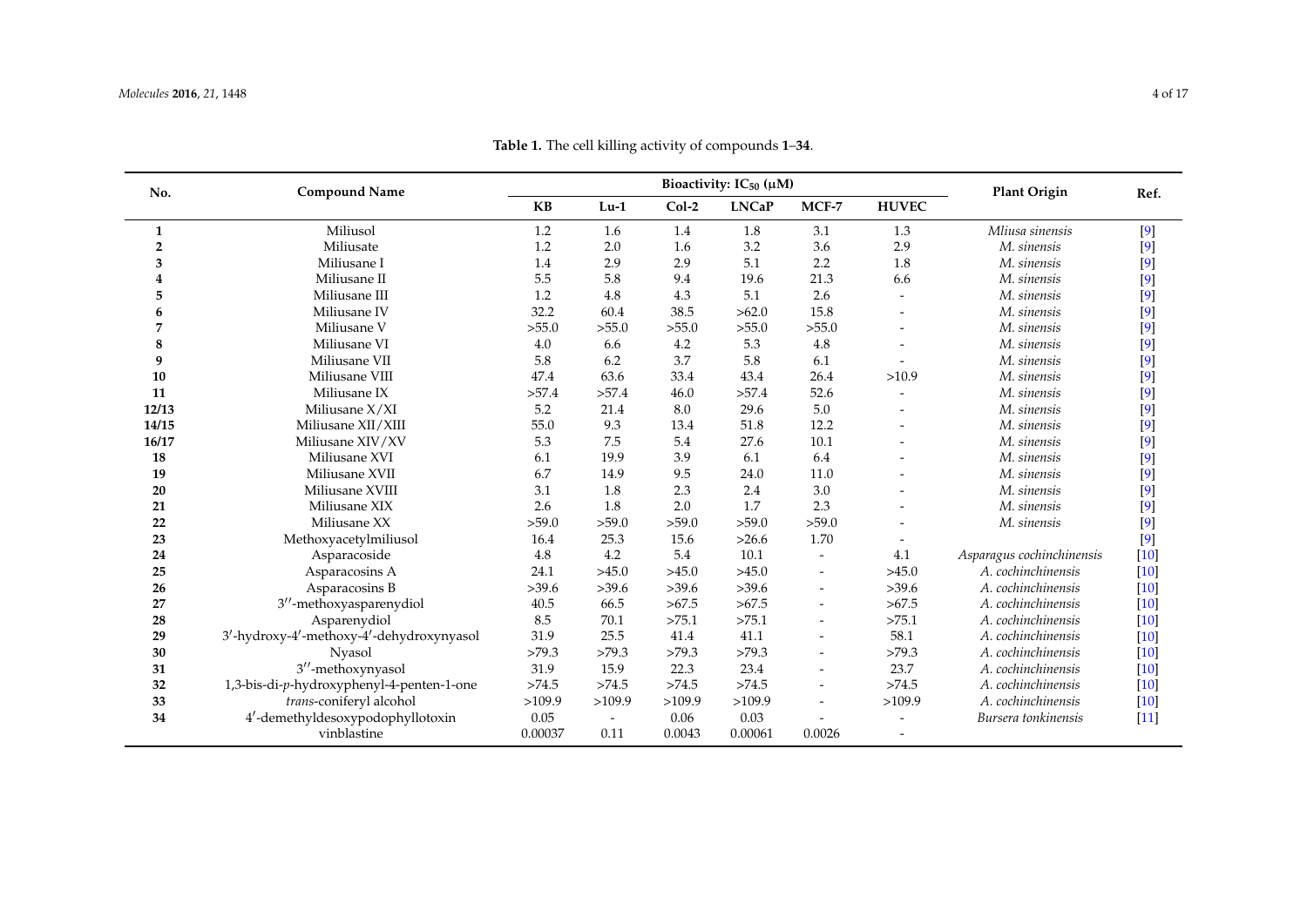**Table 1.** The cell killing activity of compounds **1**–**34**.

| No. | Compound Name | Bioactivity: $IC_{50}$ (μM) | | | | | | Plant Origin | Ref. |
|---|---|---|---|---|---|---|---|---|---|
| | | **KB** | **Lu-1** | **Col-2** | **LNCaP** | **MCF-7** | **HUVEC** | | |
| **1** | Miliusol | 1.2 | 1.6 | 1.4 | 1.8 | 3.1 | 1.3 | *Mliusa sinensis* | [9] |
| **2** | Miliusate | 1.2 | 2.0 | 1.6 | 3.2 | 3.6 | 2.9 | *M. sinensis* | [9] |
| **3** | Miliusane I | 1.4 | 2.9 | 2.9 | 5.1 | 2.2 | 1.8 | *M. sinensis* | [9] |
| **4** | Miliusane II | 5.5 | 5.8 | 9.4 | 19.6 | 21.3 | 6.6 | *M. sinensis* | [9] |
| **5** | Miliusane III | 1.2 | 4.8 | 4.3 | 5.1 | 2.6 | - | *M. sinensis* | [9] |
| **6** | Miliusane IV | 32.2 | 60.4 | 38.5 | >62.0 | 15.8 | - | *M. sinensis* | [9] |
| **7** | Miliusane V | >55.0 | >55.0 | >55.0 | >55.0 | >55.0 | - | *M. sinensis* | [9] |
| **8** | Miliusane VI | 4.0 | 6.6 | 4.2 | 5.3 | 4.8 | - | *M. sinensis* | [9] |
| **9** | Miliusane VII | 5.8 | 6.2 | 3.7 | 5.8 | 6.1 | - | *M. sinensis* | [9] |
| **10** | Miliusane VIII | 47.4 | 63.6 | 33.4 | 43.4 | 26.4 | >10.9 | *M. sinensis* | [9] |
| **11** | Miliusane IX | >57.4 | >57.4 | 46.0 | >57.4 | 52.6 | - | *M. sinensis* | [9] |
| **12/13** | Miliusane X/XI | 5.2 | 21.4 | 8.0 | 29.6 | 5.0 | - | *M. sinensis* | [9] |
| **14/15** | Miliusane XII/XIII | 55.0 | 9.3 | 13.4 | 51.8 | 12.2 | - | *M. sinensis* | [9] |
| **16/17** | Miliusane XIV/XV | 5.3 | 7.5 | 5.4 | 27.6 | 10.1 | - | *M. sinensis* | [9] |
| **18** | Miliusane XVI | 6.1 | 19.9 | 3.9 | 6.1 | 6.4 | - | *M. sinensis* | [9] |
| **19** | Miliusane XVII | 6.7 | 14.9 | 9.5 | 24.0 | 11.0 | - | *M. sinensis* | [9] |
| **20** | Miliusane XVIII | 3.1 | 1.8 | 2.3 | 2.4 | 3.0 | - | *M. sinensis* | [9] |
| **21** | Miliusane XIX | 2.6 | 1.8 | 2.0 | 1.7 | 2.3 | - | *M. sinensis* | [9] |
| **22** | Miliusane XX | >59.0 | >59.0 | >59.0 | >59.0 | >59.0 | - | *M. sinensis* | [9] |
| **23** | Methoxyacetylmiliusol | 16.4 | 25.3 | 15.6 | >26.6 | 1.70 | - | | [9] |
| **24** | Asparacoside | 4.8 | 4.2 | 5.4 | 10.1 | - | 4.1 | *Asparagus cochinchinensis* | [10] |
| **25** | Asparacosins A | 24.1 | >45.0 | >45.0 | >45.0 | - | >45.0 | *A. cochinchinensis* | [10] |
| **26** | Asparacosins B | >39.6 | >39.6 | >39.6 | >39.6 | - | >39.6 | *A. cochinchinensis* | [10] |
| **27** | 3′′-methoxyasparenydiol | 40.5 | 66.5 | >67.5 | >67.5 | - | >67.5 | *A. cochinchinensis* | [10] |
| **28** | Asparenydiol | 8.5 | 70.1 | >75.1 | >75.1 | - | >75.1 | *A. cochinchinensis* | [10] |
| **29** | 3′-hydroxy-4′-methoxy-4′-dehydroxynyasol | 31.9 | 25.5 | 41.4 | 41.1 | - | 58.1 | *A. cochinchinensis* | [10] |
| **30** | Nyasol | >79.3 | >79.3 | >79.3 | >79.3 | - | >79.3 | *A. cochinchinensis* | [10] |
| **31** | 3′′-methoxynyasol | 31.9 | 15.9 | 22.3 | 23.4 | - | 23.7 | *A. cochinchinensis* | [10] |
| **32** | 1,3-bis-di-*p*-hydroxyphenyl-4-penten-1-one | >74.5 | >74.5 | >74.5 | >74.5 | - | >74.5 | *A. cochinchinensis* | [10] |
| **33** | *trans*-coniferyl alcohol | >109.9 | >109.9 | >109.9 | >109.9 | - | >109.9 | *A. cochinchinensis* | [10] |
| **34** | 4′-demethyldesoxypodophyllotoxin | 0.05 | - | 0.06 | 0.03 | - | - | *Bursera tonkinensis* | [11] |
| | vinblastine | 0.00037 | 0.11 | 0.0043 | 0.00061 | 0.0026 | - | | |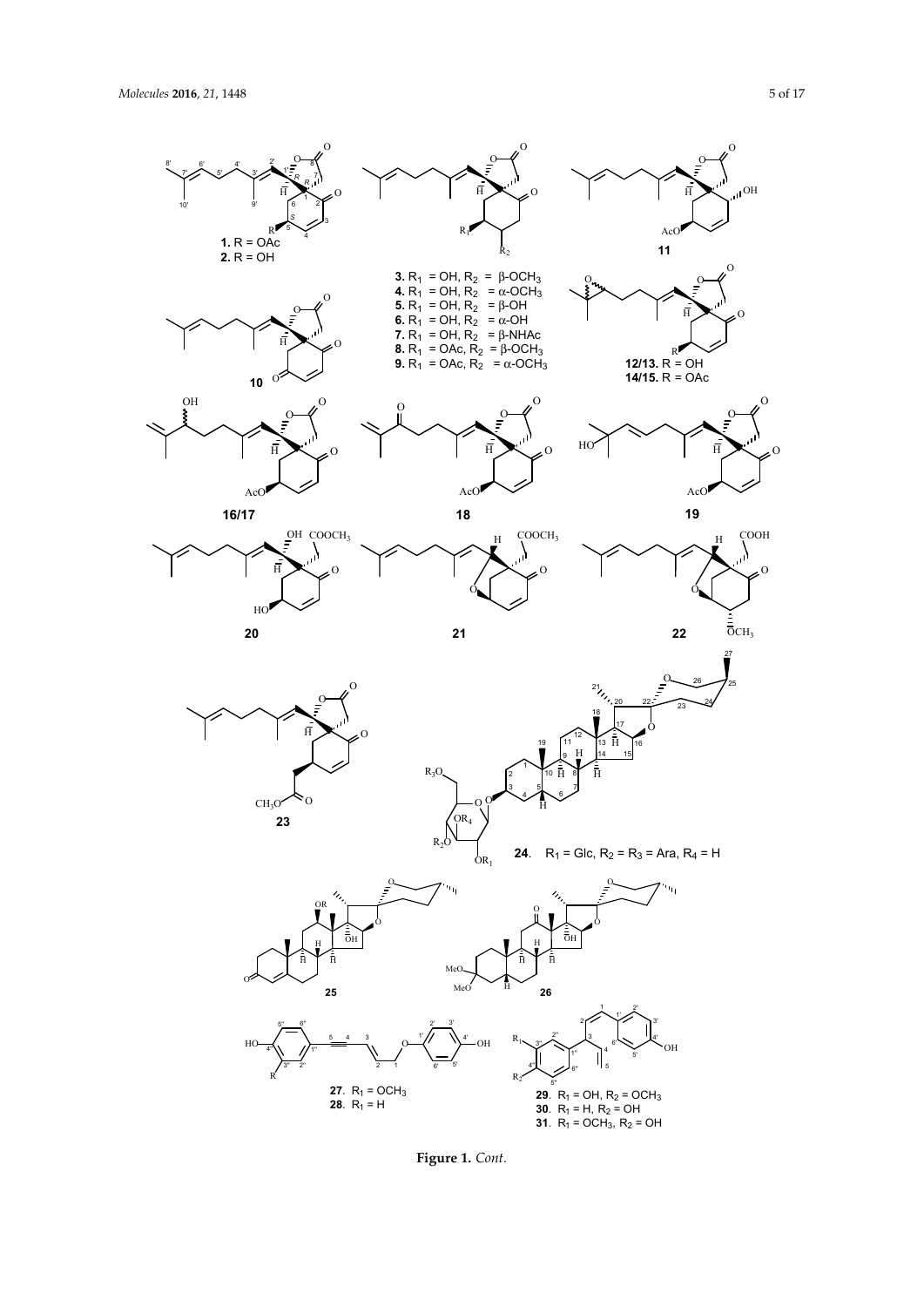**1.** R = OAc
**2.** R = OH

**3.** $R_1$ = OH, $R_2$ = β-$OCH_3$
**4.** $R_1$ = OH, $R_2$ = α-$OCH_3$
**5.** $R_1$ = OH, $R_2$ = β-OH
**6.** $R_1$ = OH, $R_2$ = α-OH
**7.** $R_1$ = OH, $R_2$ = β-NHAc
**8.** $R_1$ = OAc, $R_2$ = β-$OCH_3$
**9.** $R_1$ = OAc, $R_2$ = α-$OCH_3$

**10**

**11**

**12/13.** R = OH
**14/15.** R = OAc

**16/17**

**18**

**19**

**20**

**21**

**22**

**23**

**24**. $R_1$ = Glc, $R_2$ = $R_3$ = Ara, $R_4$ = H

**25**

**26**

**27**. $R_1$ = $OCH_3$
**28**. $R_1$ = H

**29**. $R_1$ = OH, $R_2$ = $OCH_3$
**30**. $R_1$ = H, $R_2$ = OH
**31**. $R_1$ = $OCH_3$, $R_2$ = OH

**Figure 1.** *Cont.*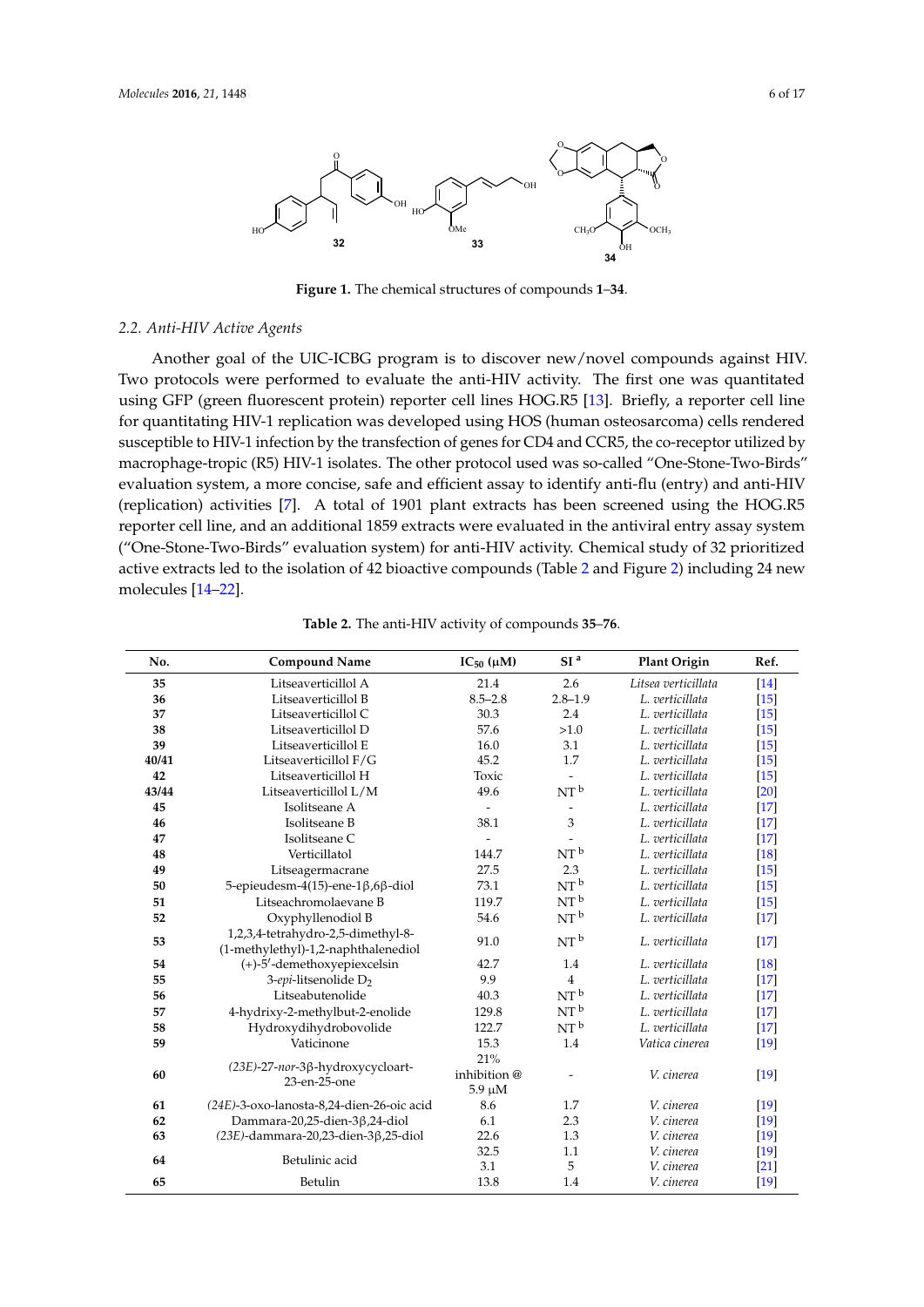**Figure 1.** The chemical structures of compounds **1**–**34**.

### 2.2. Anti-HIV Active Agents

Another goal of the UIC-ICBG program is to discover new/novel compounds against HIV. Two protocols were performed to evaluate the anti-HIV activity. The first one was quantitated using GFP (green fluorescent protein) reporter cell lines HOG.R5 [13]. Briefly, a reporter cell line for quantitating HIV-1 replication was developed using HOS (human osteosarcoma) cells rendered susceptible to HIV-1 infection by the transfection of genes for CD4 and CCR5, the co-receptor utilized by macrophage-tropic (R5) HIV-1 isolates. The other protocol used was so-called "One-Stone-Two-Birds" evaluation system, a more concise, safe and efficient assay to identify anti-flu (entry) and anti-HIV (replication) activities [7]. A total of 1901 plant extracts has been screened using the HOG.R5 reporter cell line, and an additional 1859 extracts were evaluated in the antiviral entry assay system ("One-Stone-Two-Birds" evaluation system) for anti-HIV activity. Chemical study of 32 prioritized active extracts led to the isolation of 42 bioactive compounds (Table 2 and Figure 2) including 24 new molecules [14–22].

**Table 2.** The anti-HIV activity of compounds **35**–**76**.

| No. | Compound Name | $IC_{50}$ (μM) | SI [a] | Plant Origin | Ref. |
|---|---|---|---|---|---|
| **35** | Litseaverticillol A | 21.4 | 2.6 | *Litsea verticillata* | [14] |
| **36** | Litseaverticillol B | 8.5–2.8 | 2.8–1.9 | *L. verticillata* | [15] |
| **37** | Litseaverticillol C | 30.3 | 2.4 | *L. verticillata* | [15] |
| **38** | Litseaverticillol D | 57.6 | >1.0 | *L. verticillata* | [15] |
| **39** | Litseaverticillol E | 16.0 | 3.1 | *L. verticillata* | [15] |
| **40/41** | Litseaverticillol F/G | 45.2 | 1.7 | *L. verticillata* | [15] |
| **42** | Litseaverticillol H | Toxic | - | *L. verticillata* | [15] |
| **43/44** | Litseaverticillol L/M | 49.6 | NT [b] | *L. verticillata* | [20] |
| **45** | Isolitseane A | - | - | *L. verticillata* | [17] |
| **46** | Isolitseane B | 38.1 | 3 | *L. verticillata* | [17] |
| **47** | Isolitseane C | - | - | *L. verticillata* | [17] |
| **48** | Verticillatol | 144.7 | NT [b] | *L. verticillata* | [18] |
| **49** | Litseagermacrane | 27.5 | 2.3 | *L. verticillata* | [15] |
| **50** | 5-epieudesm-4(15)-ene-1β,6β-diol | 73.1 | NT [b] | *L. verticillata* | [15] |
| **51** | Litseachromolaevane B | 119.7 | NT [b] | *L. verticillata* | [15] |
| **52** | Oxyphyllenodiol B | 54.6 | NT [b] | *L. verticillata* | [17] |
| **53** | 1,2,3,4-tetrahydro-2,5-dimethyl-8-(1-methylethyl)-1,2-naphthalenediol | 91.0 | NT [b] | *L. verticillata* | [17] |
| **54** | (+)-5′-demethoxyepiexcelsin | 42.7 | 1.4 | *L. verticillata* | [18] |
| **55** | 3-*epi*-litsenolide $D_2$ | 9.9 | 4 | *L. verticillata* | [17] |
| **56** | Litseabutenolide | 40.3 | NT [b] | *L. verticillata* | [17] |
| **57** | 4-hydrixy-2-methylbut-2-enolide | 129.8 | NT [b] | *L. verticillata* | [17] |
| **58** | Hydroxydihydrobovolide | 122.7 | NT [b] | *L. verticillata* | [17] |
| **59** | Vaticinone | 15.3 | 1.4 | *Vatica cinerea* | [19] |
| **60** | *(23E)*-27-*nor*-3β-hydroxycycloart-23-en-25-one | 21% inhibition @ 5.9 μM | - | *V. cinerea* | [19] |
| **61** | *(24E)*-3-oxo-lanosta-8,24-dien-26-oic acid | 8.6 | 1.7 | *V. cinerea* | [19] |
| **62** | Dammara-20,25-dien-3β,24-diol | 6.1 | 2.3 | *V. cinerea* | [19] |
| **63** | *(23E)*-dammara-20,23-dien-3β,25-diol | 22.6 | 1.3 | *V. cinerea* | [19] |
| **64** | Betulinic acid | 32.5 | 1.1 | *V. cinerea* | [19] |
| | | 3.1 | 5 | *V. cinerea* | [21] |
| **65** | Betulin | 13.8 | 1.4 | *V. cinerea* | [19] |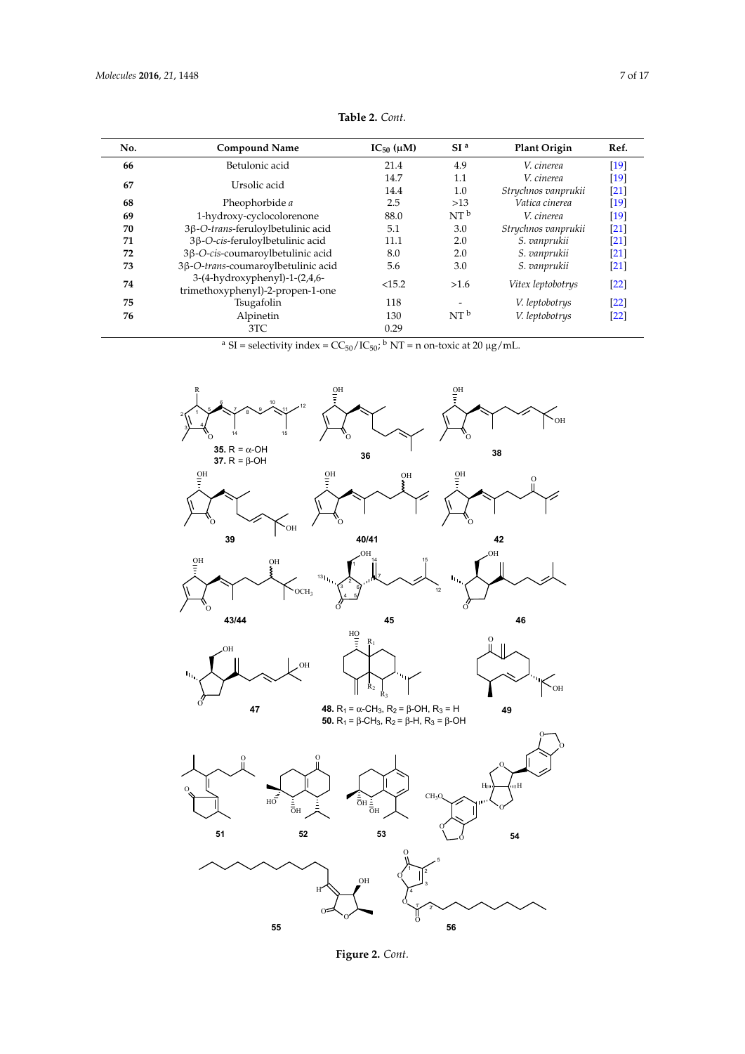**Table 2.** *Cont.*

| No. | Compound Name | $IC_{50}$ (μM) | SI [a] | Plant Origin | Ref. |
|---|---|---|---|---|---|
| **66** | Betulonic acid | 21.4 | 4.9 | *V. cinerea* | [19] |
| **67** | Ursolic acid | 14.7 | 1.1 | *V. cinerea* | [19] |
| | | 14.4 | 1.0 | *Strychnos vanprukii* | [21] |
| **68** | Pheophorbide *a* | 2.5 | >13 | *Vatica cinerea* | [19] |
| **69** | 1-hydroxy-cyclocolorenone | 88.0 | NT [b] | *V. cinerea* | [19] |
| **70** | 3β-*O*-*trans*-feruloylbetulinic acid | 5.1 | 3.0 | *Strychnos vanprukii* | [21] |
| **71** | 3β-*O*-*cis*-feruloylbetulinic acid | 11.1 | 2.0 | *S. vanprukii* | [21] |
| **72** | 3β-*O*-*cis*-coumaroylbetulinic acid | 8.0 | 2.0 | *S. vanprukii* | [21] |
| **73** | 3β-*O*-*trans*-coumaroylbetulinic acid | 5.6 | 3.0 | *S. vanprukii* | [21] |
| **74** | 3-(4-hydroxyphenyl)-1-(2,4,6-trimethoxyphenyl)-2-propen-1-one | <15.2 | >1.6 | *Vitex leptobotrys* | [22] |
| **75** | Tsugafolin | 118 | - | *V. leptobotrys* | [22] |
| **76** | Alpinetin | 130 | NT [b] | *V. leptobotrys* | [22] |
| | 3TC | 0.29 | | | |

[a] SI = selectivity index = $CC_{50}/IC_{50}$; [b] NT = n on-toxic at 20 μg/mL.

**Figure 2.** *Cont.*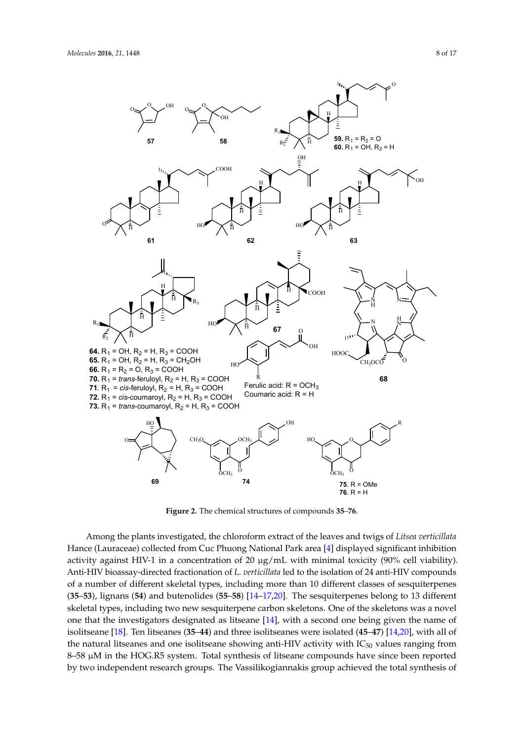**Figure 2.** The chemical structures of compounds **35**–**76**.

Among the plants investigated, the chloroform extract of the leaves and twigs of *Litsea verticillata* Hance (Lauraceae) collected from Cuc Phuong National Park area [4] displayed significant inhibition activity against HIV-1 in a concentration of 20 μg/mL with minimal toxicity (90% cell viability). Anti-HIV bioassay-directed fractionation of *L. verticillata* led to the isolation of 24 anti-HIV compounds of a number of different skeletal types, including more than 10 different classes of sesquiterpenes (**35**–**53**), lignans (**54**) and butenolides (**55**–**58**) [14–17,20]. The sesquiterpenes belong to 13 different skeletal types, including two new sesquiterpene carbon skeletons. One of the skeletons was a novel one that the investigators designated as litseane [14], with a second one being given the name of isolitseane [18]. Ten litseanes (**35**–**44**) and three isolitseanes were isolated (**45**–**47**) [14,20], with all of the natural litseanes and one isolitseane showing anti-HIV activity with $IC_{50}$ values ranging from 8–58 μM in the HOG.R5 system. Total synthesis of litseane compounds have since been reported by two independent research groups. The Vassilikogiannakis group achieved the total synthesis of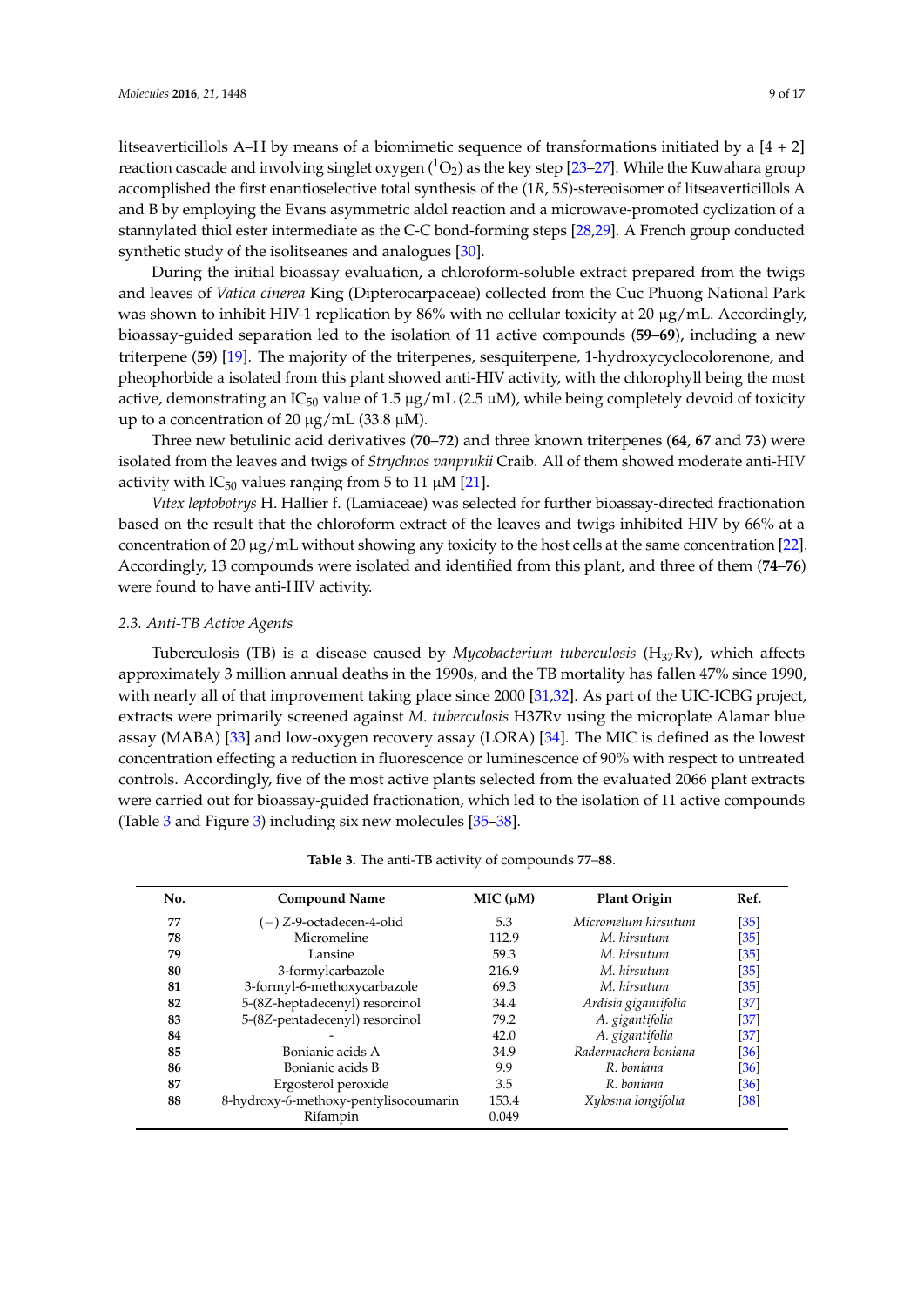litseaverticillols A–H by means of a biomimetic sequence of transformations initiated by a [4 + 2] reaction cascade and involving singlet oxygen ($^1O_2$) as the key step [23–27]. While the Kuwahara group accomplished the first enantioselective total synthesis of the (1*R*, 5*S*)-stereoisomer of litseaverticillols A and B by employing the Evans asymmetric aldol reaction and a microwave-promoted cyclization of a stannylated thiol ester intermediate as the C-C bond-forming steps [28,29]. A French group conducted synthetic study of the isolitseanes and analogues [30].

During the initial bioassay evaluation, a chloroform-soluble extract prepared from the twigs and leaves of *Vatica cinerea* King (Dipterocarpaceae) collected from the Cuc Phuong National Park was shown to inhibit HIV-1 replication by 86% with no cellular toxicity at 20 μg/mL. Accordingly, bioassay-guided separation led to the isolation of 11 active compounds (**59**–**69**), including a new triterpene (**59**) [19]. The majority of the triterpenes, sesquiterpene, 1-hydroxycyclocolorenone, and pheophorbide a isolated from this plant showed anti-HIV activity, with the chlorophyll being the most active, demonstrating an $IC_{50}$ value of 1.5 μg/mL (2.5 μM), while being completely devoid of toxicity up to a concentration of 20 μg/mL (33.8 μM).

Three new betulinic acid derivatives (**70**–**72**) and three known triterpenes (**64**, **67** and **73**) were isolated from the leaves and twigs of *Strychnos vanprukii* Craib. All of them showed moderate anti-HIV activity with $IC_{50}$ values ranging from 5 to 11 μM [21].

*Vitex leptobotrys* H. Hallier f. (Lamiaceae) was selected for further bioassay-directed fractionation based on the result that the chloroform extract of the leaves and twigs inhibited HIV by 66% at a concentration of 20 μg/mL without showing any toxicity to the host cells at the same concentration [22]. Accordingly, 13 compounds were isolated and identified from this plant, and three of them (**74**–**76**) were found to have anti-HIV activity.

### 2.3. Anti-TB Active Agents

Tuberculosis (TB) is a disease caused by *Mycobacterium tuberculosis* ($H_{37}Rv$), which affects approximately 3 million annual deaths in the 1990s, and the TB mortality has fallen 47% since 1990, with nearly all of that improvement taking place since 2000 [31,32]. As part of the UIC-ICBG project, extracts were primarily screened against *M. tuberculosis* H37Rv using the microplate Alamar blue assay (MABA) [33] and low-oxygen recovery assay (LORA) [34]. The MIC is defined as the lowest concentration effecting a reduction in fluorescence or luminescence of 90% with respect to untreated controls. Accordingly, five of the most active plants selected from the evaluated 2066 plant extracts were carried out for bioassay-guided fractionation, which led to the isolation of 11 active compounds (Table 3 and Figure 3) including six new molecules [35–38].

**Table 3.** The anti-TB activity of compounds **77**–**88**.

| No. | Compound Name | MIC (μM) | Plant Origin | Ref. |
|---|---|---|---|---|
| **77** | (−) *Z*-9-octadecen-4-olid | 5.3 | *Micromelum hirsutum* | [35] |
| **78** | Micromeline | 112.9 | *M. hirsutum* | [35] |
| **79** | Lansine | 59.3 | *M. hirsutum* | [35] |
| **80** | 3-formylcarbazole | 216.9 | *M. hirsutum* | [35] |
| **81** | 3-formyl-6-methoxycarbazole | 69.3 | *M. hirsutum* | [35] |
| **82** | 5-(8*Z*-heptadecenyl) resorcinol | 34.4 | *Ardisia gigantifolia* | [37] |
| **83** | 5-(8*Z*-pentadecenyl) resorcinol | 79.2 | *A. gigantifolia* | [37] |
| **84** | - | 42.0 | *A. gigantifolia* | [37] |
| **85** | Bonianic acids A | 34.9 | *Radermachera boniana* | [36] |
| **86** | Bonianic acids B | 9.9 | *R. boniana* | [36] |
| **87** | Ergosterol peroxide | 3.5 | *R. boniana* | [36] |
| **88** | 8-hydroxy-6-methoxy-pentylisocoumarin | 153.4 | *Xylosma longifolia* | [38] |
| | Rifampin | 0.049 | | |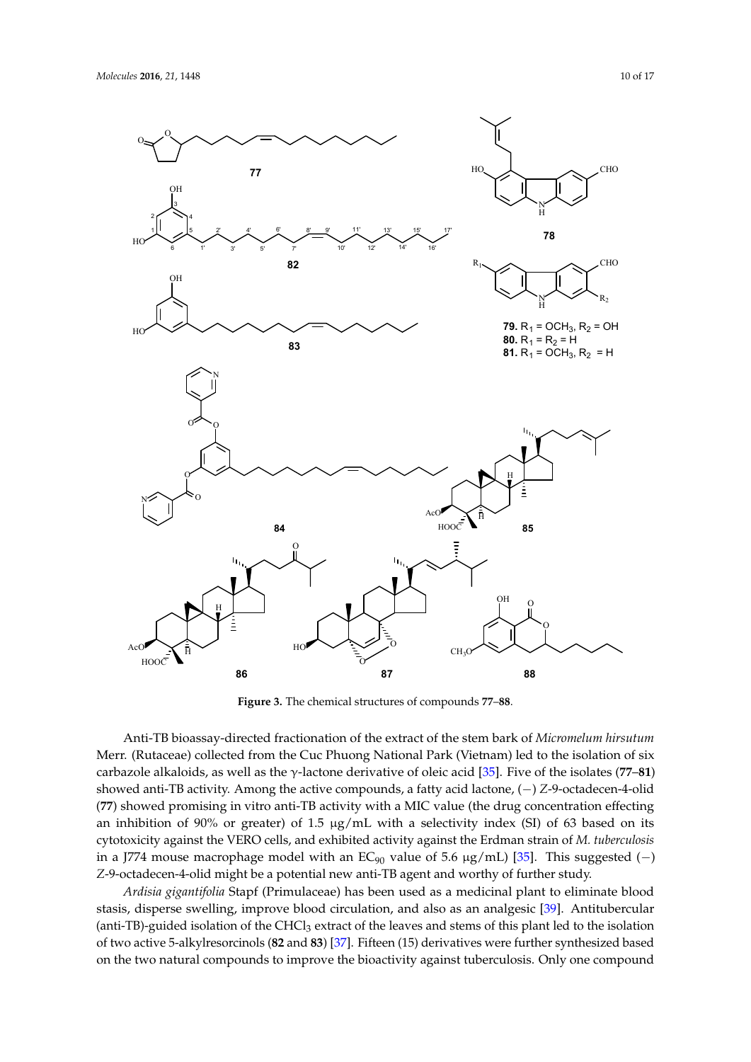**Figure 3.** The chemical structures of compounds **77**–**88**.

Anti-TB bioassay-directed fractionation of the extract of the stem bark of *Micromelum hirsutum* Merr. (Rutaceae) collected from the Cuc Phuong National Park (Vietnam) led to the isolation of six carbazole alkaloids, as well as the γ-lactone derivative of oleic acid [35]. Five of the isolates (**77**–**81**) showed anti-TB activity. Among the active compounds, a fatty acid lactone, (−) *Z*-9-octadecen-4-olid (**77**) showed promising in vitro anti-TB activity with a MIC value (the drug concentration effecting an inhibition of 90% or greater) of 1.5 μg/mL with a selectivity index (SI) of 63 based on its cytotoxicity against the VERO cells, and exhibited activity against the Erdman strain of *M. tuberculosis* in a J774 mouse macrophage model with an $EC_{90}$ value of 5.6 μg/mL) [35]. This suggested (−) *Z*-9-octadecen-4-olid might be a potential new anti-TB agent and worthy of further study.

*Ardisia gigantifolia* Stapf (Primulaceae) has been used as a medicinal plant to eliminate blood stasis, disperse swelling, improve blood circulation, and also as an analgesic [39]. Antitubercular (anti-TB)-guided isolation of the $CHCl_3$ extract of the leaves and stems of this plant led to the isolation of two active 5-alkylresorcinols (**82** and **83**) [37]. Fifteen (15) derivatives were further synthesized based on the two natural compounds to improve the bioactivity against tuberculosis. Only one compound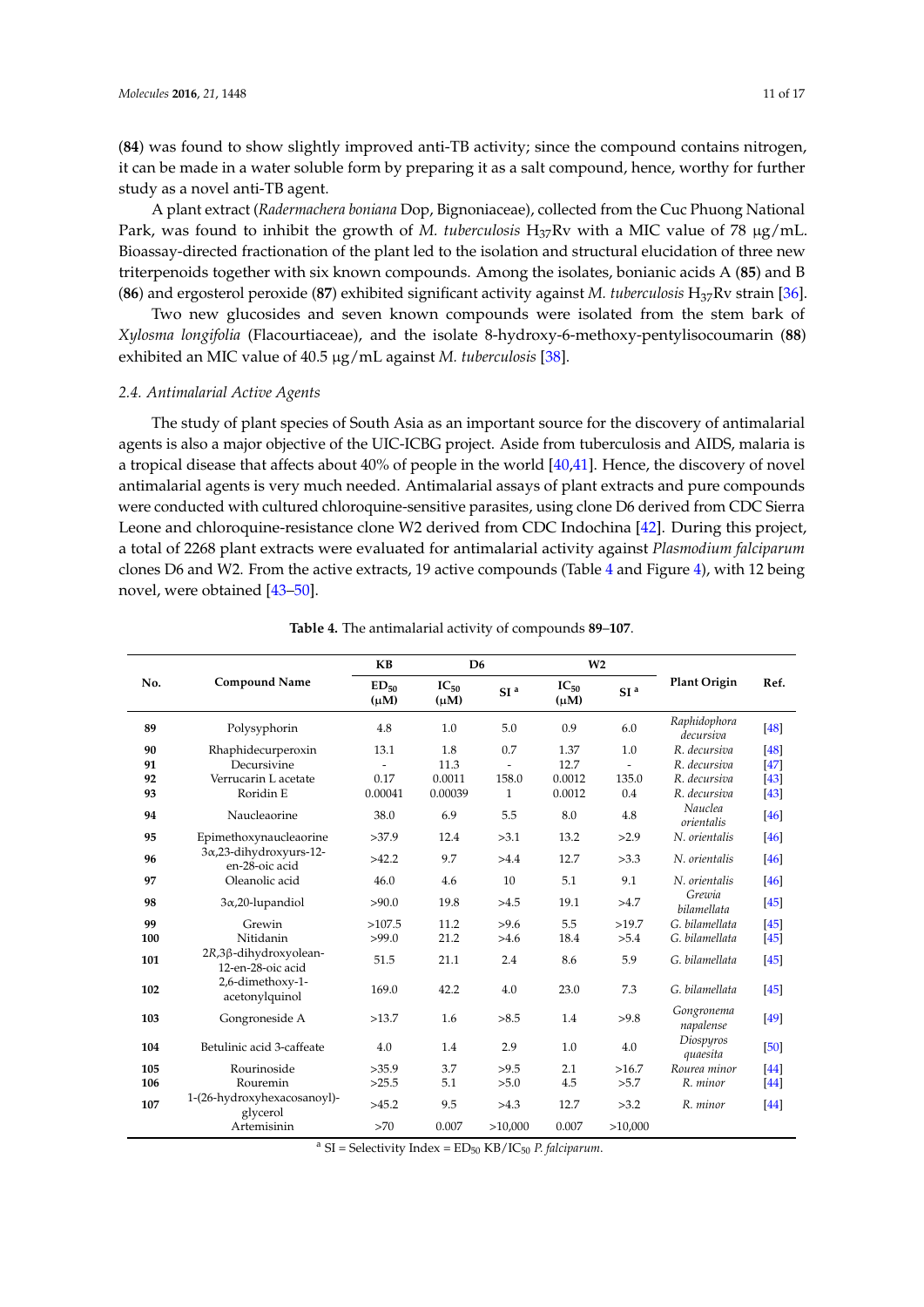(**84**) was found to show slightly improved anti-TB activity; since the compound contains nitrogen, it can be made in a water soluble form by preparing it as a salt compound, hence, worthy for further study as a novel anti-TB agent.

A plant extract (*Radermachera boniana* Dop, Bignoniaceae), collected from the Cuc Phuong National Park, was found to inhibit the growth of *M. tuberculosis* $H_{37}Rv$ with a MIC value of 78 μg/mL. Bioassay-directed fractionation of the plant led to the isolation and structural elucidation of three new triterpenoids together with six known compounds. Among the isolates, bonianic acids A (**85**) and B (**86**) and ergosterol peroxide (**87**) exhibited significant activity against *M. tuberculosis* $H_{37}Rv$ strain [36].

Two new glucosides and seven known compounds were isolated from the stem bark of *Xylosma longifolia* (Flacourtiaceae), and the isolate 8-hydroxy-6-methoxy-pentylisocoumarin (**88**) exhibited an MIC value of 40.5 μg/mL against *M. tuberculosis* [38].

### 2.4. Antimalarial Active Agents

The study of plant species of South Asia as an important source for the discovery of antimalarial agents is also a major objective of the UIC-ICBG project. Aside from tuberculosis and AIDS, malaria is a tropical disease that affects about 40% of people in the world [40,41]. Hence, the discovery of novel antimalarial agents is very much needed. Antimalarial assays of plant extracts and pure compounds were conducted with cultured chloroquine-sensitive parasites, using clone D6 derived from CDC Sierra Leone and chloroquine-resistance clone W2 derived from CDC Indochina [42]. During this project, a total of 2268 plant extracts were evaluated for antimalarial activity against *Plasmodium falciparum* clones D6 and W2. From the active extracts, 19 active compounds (Table 4 and Figure 4), with 12 being novel, were obtained [43–50].

**Table 4.** The antimalarial activity of compounds **89**–**107**.

| No. | Compound Name | KB | D6 | | W2 | | Plant Origin | Ref. |
|---|---|---|---|---|---|---|---|---|
| | | $ED_{50}$ (μM) | $IC_{50}$ (μM) | SI [a] | $IC_{50}$ (μM) | SI [a] | | |
| **89** | Polysyphorin | 4.8 | 1.0 | 5.0 | 0.9 | 6.0 | *Raphidophora decursiva* | [48] |
| **90** | Rhaphidecurperoxin | 13.1 | 1.8 | 0.7 | 1.37 | 1.0 | *R. decursiva* | [48] |
| **91** | Decursivine | - | 11.3 | - | 12.7 | - | *R. decursiva* | [47] |
| **92** | Verrucarin L acetate | 0.17 | 0.0011 | 158.0 | 0.0012 | 135.0 | *R. decursiva* | [43] |
| **93** | Roridin E | 0.00041 | 0.00039 | 1 | 0.0012 | 0.4 | *R. decursiva* | [43] |
| **94** | Naucleaorine | 38.0 | 6.9 | 5.5 | 8.0 | 4.8 | *Nauclea orientalis* | [46] |
| **95** | Epimethoxynaucleaorine | >37.9 | 12.4 | >3.1 | 13.2 | >2.9 | *N. orientalis* | [46] |
| **96** | 3α,23-dihydroxyurs-12-en-28-oic acid | >42.2 | 9.7 | >4.4 | 12.7 | >3.3 | *N. orientalis* | [46] |
| **97** | Oleanolic acid | 46.0 | 4.6 | 10 | 5.1 | 9.1 | *N. orientalis* | [46] |
| **98** | 3α,20-lupandiol | >90.0 | 19.8 | >4.5 | 19.1 | >4.7 | *Grewia bilamellata* | [45] |
| **99** | Grewin | >107.5 | 11.2 | >9.6 | 5.5 | >19.7 | *G. bilamellata* | [45] |
| **100** | Nitidanin | >99.0 | 21.2 | >4.6 | 18.4 | >5.4 | *G. bilamellata* | [45] |
| **101** | 2*R*,3β-dihydroxyolean-12-en-28-oic acid | 51.5 | 21.1 | 2.4 | 8.6 | 5.9 | *G. bilamellata* | [45] |
| **102** | 2,6-dimethoxy-1-acetonylquinol | 169.0 | 42.2 | 4.0 | 23.0 | 7.3 | *G. bilamellata* | [45] |
| **103** | Gongroneside A | >13.7 | 1.6 | >8.5 | 1.4 | >9.8 | *Gongronema napalense* | [49] |
| **104** | Betulinic acid 3-caffeate | 4.0 | 1.4 | 2.9 | 1.0 | 4.0 | *Diospyros quaesita* | [50] |
| **105** | Rourinoside | >35.9 | 3.7 | >9.5 | 2.1 | >16.7 | *Rourea minor* | [44] |
| **106** | Rouremin | >25.5 | 5.1 | >5.0 | 4.5 | >5.7 | *R. minor* | [44] |
| **107** | 1-(26-hydroxyhexacosanoyl)-glycerol | >45.2 | 9.5 | >4.3 | 12.7 | >3.2 | *R. minor* | [44] |
| | Artemisinin | >70 | 0.007 | >10,000 | 0.007 | >10,000 | | |

[a] SI = Selectivity Index = $ED_{50}$ KB/$IC_{50}$ *P. falciparum*.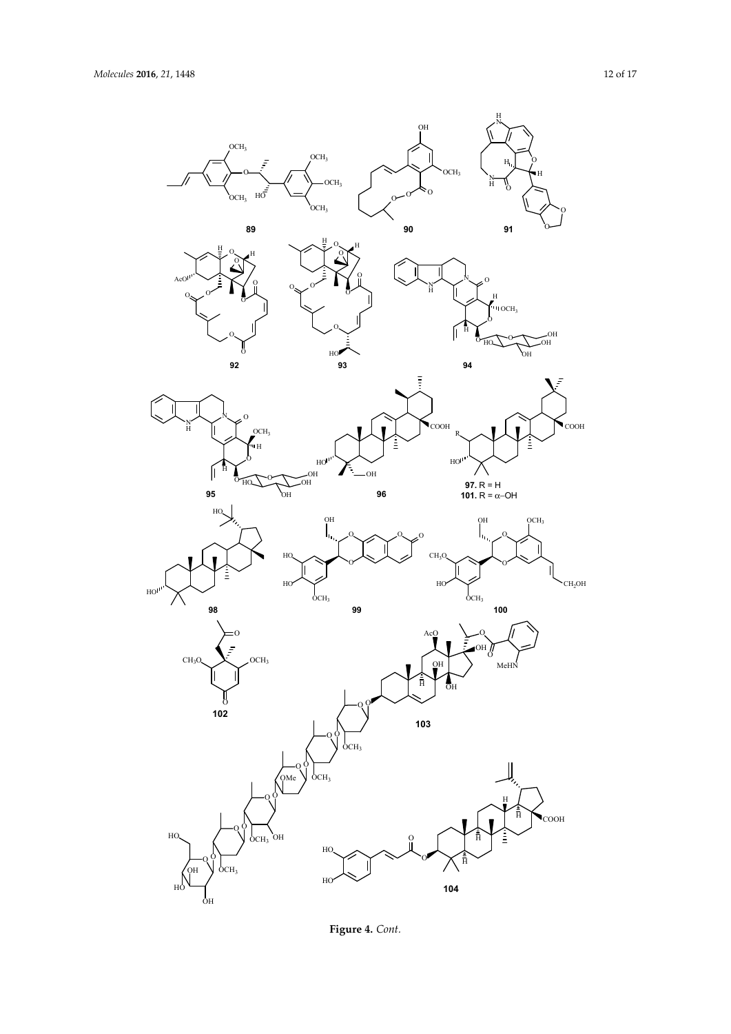**Figure 4.** *Cont.*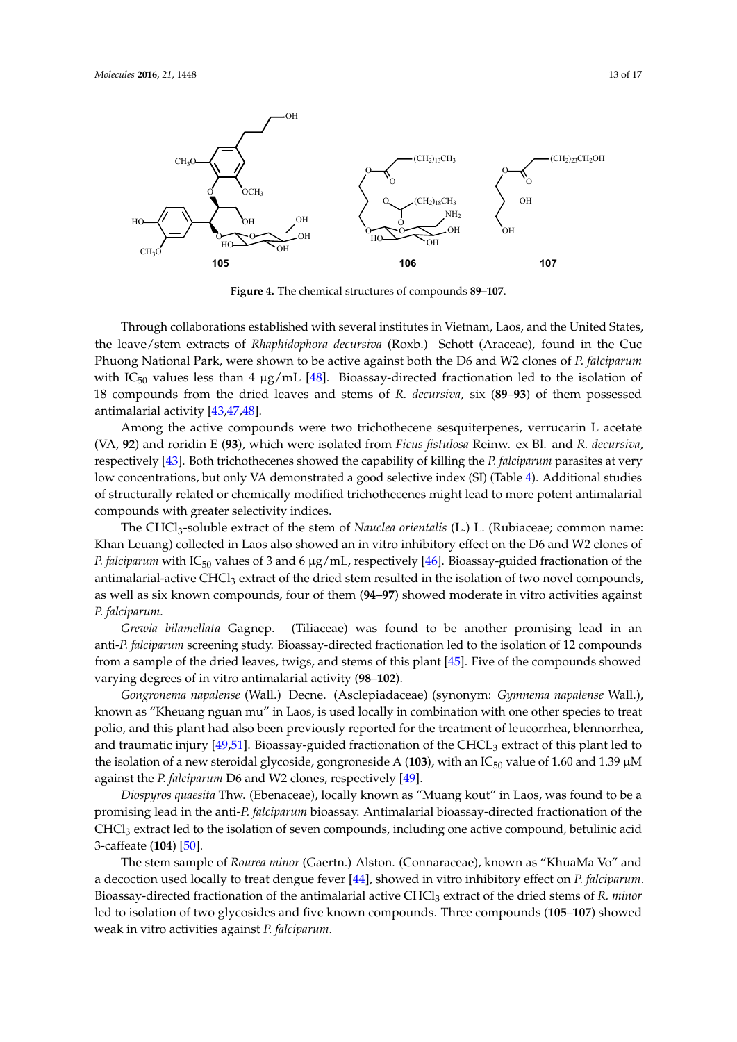**Figure 4.** The chemical structures of compounds **89**–**107**.

Through collaborations established with several institutes in Vietnam, Laos, and the United States, the leave/stem extracts of *Rhaphidophora decursiva* (Roxb.) Schott (Araceae), found in the Cuc Phuong National Park, were shown to be active against both the D6 and W2 clones of *P. falciparum* with $IC_{50}$ values less than 4 µg/mL [48]. Bioassay-directed fractionation led to the isolation of 18 compounds from the dried leaves and stems of *R. decursiva*, six (**89**–**93**) of them possessed antimalarial activity [43,47,48].

Among the active compounds were two trichothecene sesquiterpenes, verrucarin L acetate (VA, **92**) and roridin E (**93**), which were isolated from *Ficus fistulosa* Reinw. ex Bl. and *R. decursiva*, respectively [43]. Both trichothecenes showed the capability of killing the *P. falciparum* parasites at very low concentrations, but only VA demonstrated a good selective index (SI) (Table 4). Additional studies of structurally related or chemically modified trichothecenes might lead to more potent antimalarial compounds with greater selectivity indices.

The $CHCl_3$-soluble extract of the stem of *Nauclea orientalis* (L.) L. (Rubiaceae; common name: Khan Leuang) collected in Laos also showed an in vitro inhibitory effect on the D6 and W2 clones of *P. falciparum* with $IC_{50}$ values of 3 and 6 µg/mL, respectively [46]. Bioassay-guided fractionation of the antimalarial-active $CHCl_3$ extract of the dried stem resulted in the isolation of two novel compounds, as well as six known compounds, four of them (**94**–**97**) showed moderate in vitro activities against *P. falciparum*.

*Grewia bilamellata* Gagnep. (Tiliaceae) was found to be another promising lead in an anti-*P. falciparum* screening study. Bioassay-directed fractionation led to the isolation of 12 compounds from a sample of the dried leaves, twigs, and stems of this plant [45]. Five of the compounds showed varying degrees of in vitro antimalarial activity (**98**–**102**).

*Gongronema napalense* (Wall.) Decne. (Asclepiadaceae) (synonym: *Gymnema napalense* Wall.), known as "Kheuang nguan mu" in Laos, is used locally in combination with one other species to treat polio, and this plant had also been previously reported for the treatment of leucorrhea, blennorrhea, and traumatic injury [49,51]. Bioassay-guided fractionation of the $CHCL_3$ extract of this plant led to the isolation of a new steroidal glycoside, gongroneside A (**103**), with an $IC_{50}$ value of 1.60 and 1.39 µM against the *P. falciparum* D6 and W2 clones, respectively [49].

*Diospyros quaesita* Thw. (Ebenaceae), locally known as "Muang kout" in Laos, was found to be a promising lead in the anti-*P. falciparum* bioassay. Antimalarial bioassay-directed fractionation of the $CHCl_3$ extract led to the isolation of seven compounds, including one active compound, betulinic acid 3-caffeate (**104**) [50].

The stem sample of *Rourea minor* (Gaertn.) Alston. (Connaraceae), known as "KhuaMa Vo" and a decoction used locally to treat dengue fever [44], showed in vitro inhibitory effect on *P. falciparum*. Bioassay-directed fractionation of the antimalarial active $CHCl_3$ extract of the dried stems of *R. minor* led to isolation of two glycosides and five known compounds. Three compounds (**105**–**107**) showed weak in vitro activities against *P. falciparum*.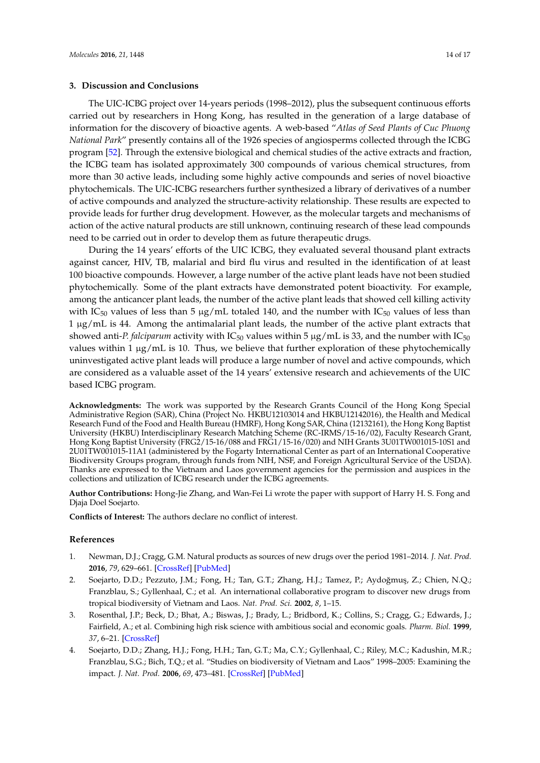## 3. Discussion and Conclusions

The UIC-ICBG project over 14-years periods (1998–2012), plus the subsequent continuous efforts carried out by researchers in Hong Kong, has resulted in the generation of a large database of information for the discovery of bioactive agents. A web-based "*Atlas of Seed Plants of Cuc Phuong National Park*" presently contains all of the 1926 species of angiosperms collected through the ICBG program [52]. Through the extensive biological and chemical studies of the active extracts and fraction, the ICBG team has isolated approximately 300 compounds of various chemical structures, from more than 30 active leads, including some highly active compounds and series of novel bioactive phytochemicals. The UIC-ICBG researchers further synthesized a library of derivatives of a number of active compounds and analyzed the structure-activity relationship. These results are expected to provide leads for further drug development. However, as the molecular targets and mechanisms of action of the active natural products are still unknown, continuing research of these lead compounds need to be carried out in order to develop them as future therapeutic drugs.

During the 14 years' efforts of the UIC ICBG, they evaluated several thousand plant extracts against cancer, HIV, TB, malarial and bird flu virus and resulted in the identification of at least 100 bioactive compounds. However, a large number of the active plant leads have not been studied phytochemically. Some of the plant extracts have demonstrated potent bioactivity. For example, among the anticancer plant leads, the number of the active plant leads that showed cell killing activity with $IC_{50}$ values of less than 5 μg/mL totaled 140, and the number with $IC_{50}$ values of less than 1 μg/mL is 44. Among the antimalarial plant leads, the number of the active plant extracts that showed anti-*P. falciparum* activity with $IC_{50}$ values within 5 μg/mL is 33, and the number with $IC_{50}$ values within 1 μg/mL is 10. Thus, we believe that further exploration of these phytochemically uninvestigated active plant leads will produce a large number of novel and active compounds, which are considered as a valuable asset of the 14 years' extensive research and achievements of the UIC based ICBG program.

**Acknowledgments:** The work was supported by the Research Grants Council of the Hong Kong Special Administrative Region (SAR), China (Project No. HKBU12103014 and HKBU12142016), the Health and Medical Research Fund of the Food and Health Bureau (HMRF), Hong Kong SAR, China (12132161), the Hong Kong Baptist University (HKBU) Interdisciplinary Research Matching Scheme (RC-IRMS/15-16/02), Faculty Research Grant, Hong Kong Baptist University (FRG2/15-16/088 and FRG1/15-16/020) and NIH Grants 3U01TW001015-10S1 and 2U01TW001015-11A1 (administered by the Fogarty International Center as part of an International Cooperative Biodiversity Groups program, through funds from NIH, NSF, and Foreign Agricultural Service of the USDA). Thanks are expressed to the Vietnam and Laos government agencies for the permission and auspices in the collections and utilization of ICBG research under the ICBG agreements.

**Author Contributions:** Hong-Jie Zhang, and Wan-Fei Li wrote the paper with support of Harry H. S. Fong and Djaja Doel Soejarto.

**Conflicts of Interest:** The authors declare no conflict of interest.

## References

1. Newman, D.J.; Cragg, G.M. Natural products as sources of new drugs over the period 1981–2014. *J. Nat. Prod.* **2016**, *79*, 629–661. [CrossRef] [PubMed]
2. Soejarto, D.D.; Pezzuto, J.M.; Fong, H.; Tan, G.T.; Zhang, H.J.; Tamez, P.; Aydoğmuş, Z.; Chien, N.Q.; Franzblau, S.; Gyllenhaal, C.; et al. An international collaborative program to discover new drugs from tropical biodiversity of Vietnam and Laos. *Nat. Prod. Sci.* **2002**, *8*, 1–15.
3. Rosenthal, J.P.; Beck, D.; Bhat, A.; Biswas, J.; Brady, L.; Bridbord, K.; Collins, S.; Cragg, G.; Edwards, J.; Fairfield, A.; et al. Combining high risk science with ambitious social and economic goals. *Pharm. Biol.* **1999**, *37*, 6–21. [CrossRef]
4. Soejarto, D.D.; Zhang, H.J.; Fong, H.H.; Tan, G.T.; Ma, C.Y.; Gyllenhaal, C.; Riley, M.C.; Kadushin, M.R.; Franzblau, S.G.; Bich, T.Q.; et al. "Studies on biodiversity of Vietnam and Laos" 1998–2005: Examining the impact. *J. Nat. Prod.* **2006**, *69*, 473–481. [CrossRef] [PubMed]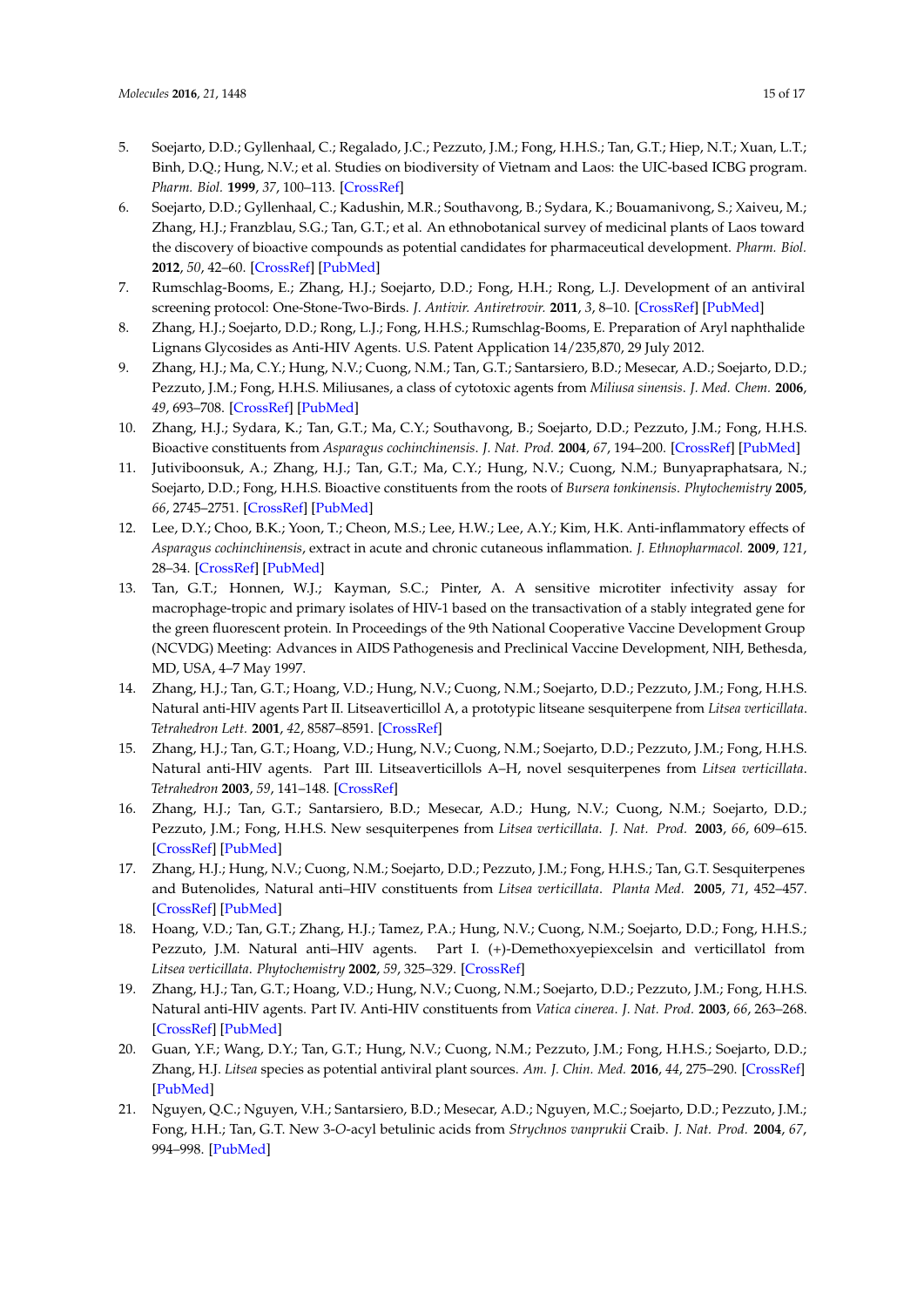5. Soejarto, D.D.; Gyllenhaal, C.; Regalado, J.C.; Pezzuto, J.M.; Fong, H.H.S.; Tan, G.T.; Hiep, N.T.; Xuan, L.T.; Binh, D.Q.; Hung, N.V.; et al. Studies on biodiversity of Vietnam and Laos: the UIC-based ICBG program. *Pharm. Biol.* **1999**, *37*, 100–113. [CrossRef]
6. Soejarto, D.D.; Gyllenhaal, C.; Kadushin, M.R.; Southavong, B.; Sydara, K.; Bouamanivong, S.; Xaiveu, M.; Zhang, H.J.; Franzblau, S.G.; Tan, G.T.; et al. An ethnobotanical survey of medicinal plants of Laos toward the discovery of bioactive compounds as potential candidates for pharmaceutical development. *Pharm. Biol.* **2012**, *50*, 42–60. [CrossRef] [PubMed]
7. Rumschlag-Booms, E.; Zhang, H.J.; Soejarto, D.D.; Fong, H.H.; Rong, L.J. Development of an antiviral screening protocol: One-Stone-Two-Birds. *J. Antivir. Antiretrovir.* **2011**, *3*, 8–10. [CrossRef] [PubMed]
8. Zhang, H.J.; Soejarto, D.D.; Rong, L.J.; Fong, H.H.S.; Rumschlag-Booms, E. Preparation of Aryl naphthalide Lignans Glycosides as Anti-HIV Agents. U.S. Patent Application 14/235,870, 29 July 2012.
9. Zhang, H.J.; Ma, C.Y.; Hung, N.V.; Cuong, N.M.; Tan, G.T.; Santarsiero, B.D.; Mesecar, A.D.; Soejarto, D.D.; Pezzuto, J.M.; Fong, H.H.S. Miliusanes, a class of cytotoxic agents from *Miliusa sinensis*. *J. Med. Chem.* **2006**, *49*, 693–708. [CrossRef] [PubMed]
10. Zhang, H.J.; Sydara, K.; Tan, G.T.; Ma, C.Y.; Southavong, B.; Soejarto, D.D.; Pezzuto, J.M.; Fong, H.H.S. Bioactive constituents from *Asparagus cochinchinensis*. *J. Nat. Prod.* **2004**, *67*, 194–200. [CrossRef] [PubMed]
11. Jutiviboonsuk, A.; Zhang, H.J.; Tan, G.T.; Ma, C.Y.; Hung, N.V.; Cuong, N.M.; Bunyapraphatsara, N.; Soejarto, D.D.; Fong, H.H.S. Bioactive constituents from the roots of *Bursera tonkinensis*. *Phytochemistry* **2005**, *66*, 2745–2751. [CrossRef] [PubMed]
12. Lee, D.Y.; Choo, B.K.; Yoon, T.; Cheon, M.S.; Lee, H.W.; Lee, A.Y.; Kim, H.K. Anti-inflammatory effects of *Asparagus cochinchinensis*, extract in acute and chronic cutaneous inflammation. *J. Ethnopharmacol.* **2009**, *121*, 28–34. [CrossRef] [PubMed]
13. Tan, G.T.; Honnen, W.J.; Kayman, S.C.; Pinter, A. A sensitive microtiter infectivity assay for macrophage-tropic and primary isolates of HIV-1 based on the transactivation of a stably integrated gene for the green fluorescent protein. In Proceedings of the 9th National Cooperative Vaccine Development Group (NCVDG) Meeting: Advances in AIDS Pathogenesis and Preclinical Vaccine Development, NIH, Bethesda, MD, USA, 4–7 May 1997.
14. Zhang, H.J.; Tan, G.T.; Hoang, V.D.; Hung, N.V.; Cuong, N.M.; Soejarto, D.D.; Pezzuto, J.M.; Fong, H.H.S. Natural anti-HIV agents Part II. Litseaverticillol A, a prototypic litseane sesquiterpene from *Litsea verticillata*. *Tetrahedron Lett.* **2001**, *42*, 8587–8591. [CrossRef]
15. Zhang, H.J.; Tan, G.T.; Hoang, V.D.; Hung, N.V.; Cuong, N.M.; Soejarto, D.D.; Pezzuto, J.M.; Fong, H.H.S. Natural anti-HIV agents. Part III. Litseaverticillols A–H, novel sesquiterpenes from *Litsea verticillata*. *Tetrahedron* **2003**, *59*, 141–148. [CrossRef]
16. Zhang, H.J.; Tan, G.T.; Santarsiero, B.D.; Mesecar, A.D.; Hung, N.V.; Cuong, N.M.; Soejarto, D.D.; Pezzuto, J.M.; Fong, H.H.S. New sesquiterpenes from *Litsea verticillata*. *J. Nat. Prod.* **2003**, *66*, 609–615. [CrossRef] [PubMed]
17. Zhang, H.J.; Hung, N.V.; Cuong, N.M.; Soejarto, D.D.; Pezzuto, J.M.; Fong, H.H.S.; Tan, G.T. Sesquiterpenes and Butenolides, Natural anti–HIV constituents from *Litsea verticillata*. *Planta Med.* **2005**, *71*, 452–457. [CrossRef] [PubMed]
18. Hoang, V.D.; Tan, G.T.; Zhang, H.J.; Tamez, P.A.; Hung, N.V.; Cuong, N.M.; Soejarto, D.D.; Fong, H.H.S.; Pezzuto, J.M. Natural anti–HIV agents. Part I. (+)-Demethoxyepiexcelsin and verticillatol from *Litsea verticillata*. *Phytochemistry* **2002**, *59*, 325–329. [CrossRef]
19. Zhang, H.J.; Tan, G.T.; Hoang, V.D.; Hung, N.V.; Cuong, N.M.; Soejarto, D.D.; Pezzuto, J.M.; Fong, H.H.S. Natural anti-HIV agents. Part IV. Anti-HIV constituents from *Vatica cinerea*. *J. Nat. Prod.* **2003**, *66*, 263–268. [CrossRef] [PubMed]
20. Guan, Y.F.; Wang, D.Y.; Tan, G.T.; Hung, N.V.; Cuong, N.M.; Pezzuto, J.M.; Fong, H.H.S.; Soejarto, D.D.; Zhang, H.J. *Litsea* species as potential antiviral plant sources. *Am. J. Chin. Med.* **2016**, *44*, 275–290. [CrossRef] [PubMed]
21. Nguyen, Q.C.; Nguyen, V.H.; Santarsiero, B.D.; Mesecar, A.D.; Nguyen, M.C.; Soejarto, D.D.; Pezzuto, J.M.; Fong, H.H.; Tan, G.T. New 3-*O*-acyl betulinic acids from *Strychnos vanprukii* Craib. *J. Nat. Prod.* **2004**, *67*, 994–998. [PubMed]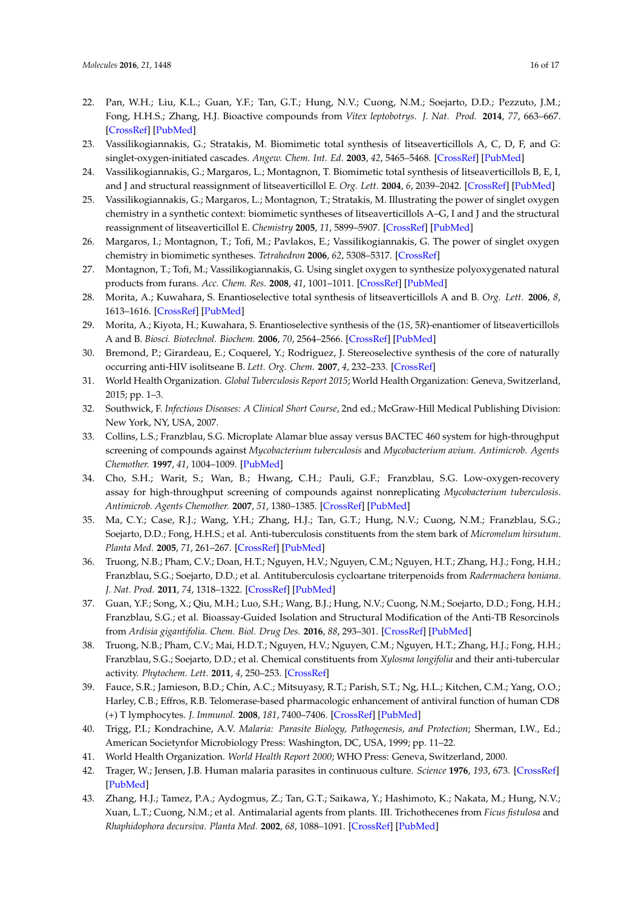22. Pan, W.H.; Liu, K.L.; Guan, Y.F.; Tan, G.T.; Hung, N.V.; Cuong, N.M.; Soejarto, D.D.; Pezzuto, J.M.; Fong, H.H.S.; Zhang, H.J. Bioactive compounds from *Vitex leptobotrys*. *J. Nat. Prod.* **2014**, *77*, 663–667. [CrossRef] [PubMed]
23. Vassilikogiannakis, G.; Stratakis, M. Biomimetic total synthesis of litseaverticillols A, C, D, F, and G: singlet-oxygen-initiated cascades. *Angew. Chem. Int. Ed.* **2003**, *42*, 5465–5468. [CrossRef] [PubMed]
24. Vassilikogiannakis, G.; Margaros, L.; Montagnon, T. Biomimetic total synthesis of litseaverticillols B, E, I, and J and structural reassignment of litseaverticillol E. *Org. Lett.* **2004**, *6*, 2039–2042. [CrossRef] [PubMed]
25. Vassilikogiannakis, G.; Margaros, L.; Montagnon, T.; Stratakis, M. Illustrating the power of singlet oxygen chemistry in a synthetic context: biomimetic syntheses of litseaverticillols A–G, I and J and the structural reassignment of litseaverticillol E. *Chemistry* **2005**, *11*, 5899–5907. [CrossRef] [PubMed]
26. Margaros, I.; Montagnon, T.; Tofi, M.; Pavlakos, E.; Vassilikogiannakis, G. The power of singlet oxygen chemistry in biomimetic syntheses. *Tetrahedron* **2006**, *62*, 5308–5317. [CrossRef]
27. Montagnon, T.; Tofi, M.; Vassilikogiannakis, G. Using singlet oxygen to synthesize polyoxygenated natural products from furans. *Acc. Chem. Res.* **2008**, *41*, 1001–1011. [CrossRef] [PubMed]
28. Morita, A.; Kuwahara, S. Enantioselective total synthesis of litseaverticillols A and B. *Org. Lett.* **2006**, *8*, 1613–1616. [CrossRef] [PubMed]
29. Morita, A.; Kiyota, H.; Kuwahara, S. Enantioselective synthesis of the (1*S*, 5*R*)-enantiomer of litseaverticillols A and B. *Biosci. Biotechnol. Biochem.* **2006**, *70*, 2564–2566. [CrossRef] [PubMed]
30. Bremond, P.; Girardeau, E.; Coquerel, Y.; Rodriguez, J. Stereoselective synthesis of the core of naturally occurring anti-HIV isolitseane B. *Lett. Org. Chem.* **2007**, *4*, 232–233. [CrossRef]
31. World Health Organization. *Global Tuberculosis Report 2015*; World Health Organization: Geneva, Switzerland, 2015; pp. 1–3.
32. Southwick, F. *Infectious Diseases: A Clinical Short Course*, 2nd ed.; McGraw-Hill Medical Publishing Division: New York, NY, USA, 2007.
33. Collins, L.S.; Franzblau, S.G. Microplate Alamar blue assay versus BACTEC 460 system for high-throughput screening of compounds against *Mycobacterium tuberculosis* and *Mycobacterium avium*. *Antimicrob. Agents Chemother.* **1997**, *41*, 1004–1009. [PubMed]
34. Cho, S.H.; Warit, S.; Wan, B.; Hwang, C.H.; Pauli, G.F.; Franzblau, S.G. Low-oxygen-recovery assay for high-throughput screening of compounds against nonreplicating *Mycobacterium tuberculosis*. *Antimicrob. Agents Chemother.* **2007**, *51*, 1380–1385. [CrossRef] [PubMed]
35. Ma, C.Y.; Case, R.J.; Wang, Y.H.; Zhang, H.J.; Tan, G.T.; Hung, N.V.; Cuong, N.M.; Franzblau, S.G.; Soejarto, D.D.; Fong, H.H.S.; et al. Anti-tuberculosis constituents from the stem bark of *Micromelum hirsutum*. *Planta Med.* **2005**, *71*, 261–267. [CrossRef] [PubMed]
36. Truong, N.B.; Pham, C.V.; Doan, H.T.; Nguyen, H.V.; Nguyen, C.M.; Nguyen, H.T.; Zhang, H.J.; Fong, H.H.; Franzblau, S.G.; Soejarto, D.D.; et al. Antituberculosis cycloartane triterpenoids from *Radermachera boniana*. *J. Nat. Prod.* **2011**, *74*, 1318–1322. [CrossRef] [PubMed]
37. Guan, Y.F.; Song, X.; Qiu, M.H.; Luo, S.H.; Wang, B.J.; Hung, N.V.; Cuong, N.M.; Soejarto, D.D.; Fong, H.H.; Franzblau, S.G.; et al. Bioassay-Guided Isolation and Structural Modification of the Anti-TB Resorcinols from *Ardisia gigantifolia*. *Chem. Biol. Drug Des.* **2016**, *88*, 293–301. [CrossRef] [PubMed]
38. Truong, N.B.; Pham, C.V.; Mai, H.D.T.; Nguyen, H.V.; Nguyen, C.M.; Nguyen, H.T.; Zhang, H.J.; Fong, H.H.; Franzblau, S.G.; Soejarto, D.D.; et al. Chemical constituents from *Xylosma longifolia* and their anti-tubercular activity. *Phytochem. Lett.* **2011**, *4*, 250–253. [CrossRef]
39. Fauce, S.R.; Jamieson, B.D.; Chin, A.C.; Mitsuyasu, R.T.; Parish, S.T.; Ng, H.L.; Kitchen, C.M.; Yang, O.O.; Harley, C.B.; Effros, R.B. Telomerase-based pharmacologic enhancement of antiviral function of human CD8 (+) T lymphocytes. *J. Immunol.* **2008**, *181*, 7400–7406. [CrossRef] [PubMed]
40. Trigg, P.I.; Kondrachine, A.V. *Malaria: Parasite Biology, Pathogenesis, and Protection*; Sherman, I.W., Ed.; American Societynfor Microbiology Press: Washington, DC, USA, 1999; pp. 11–22.
41. World Health Organization. *World Health Report 2000*; WHO Press: Geneva, Switzerland, 2000.
42. Trager, W.; Jensen, J.B. Human malaria parasites in continuous culture. *Science* **1976**, *193*, 673. [CrossRef] [PubMed]
43. Zhang, H.J.; Tamez, P.A.; Aydogmus, Z.; Tan, G.T.; Saikawa, Y.; Hashimoto, K.; Nakata, M.; Hung, N.V.; Xuan, L.T.; Cuong, N.M.; et al. Antimalarial agents from plants. III. Trichothecenes from *Ficus fistulosa* and *Rhaphidophora decursiva*. *Planta Med.* **2002**, *68*, 1088–1091. [CrossRef] [PubMed]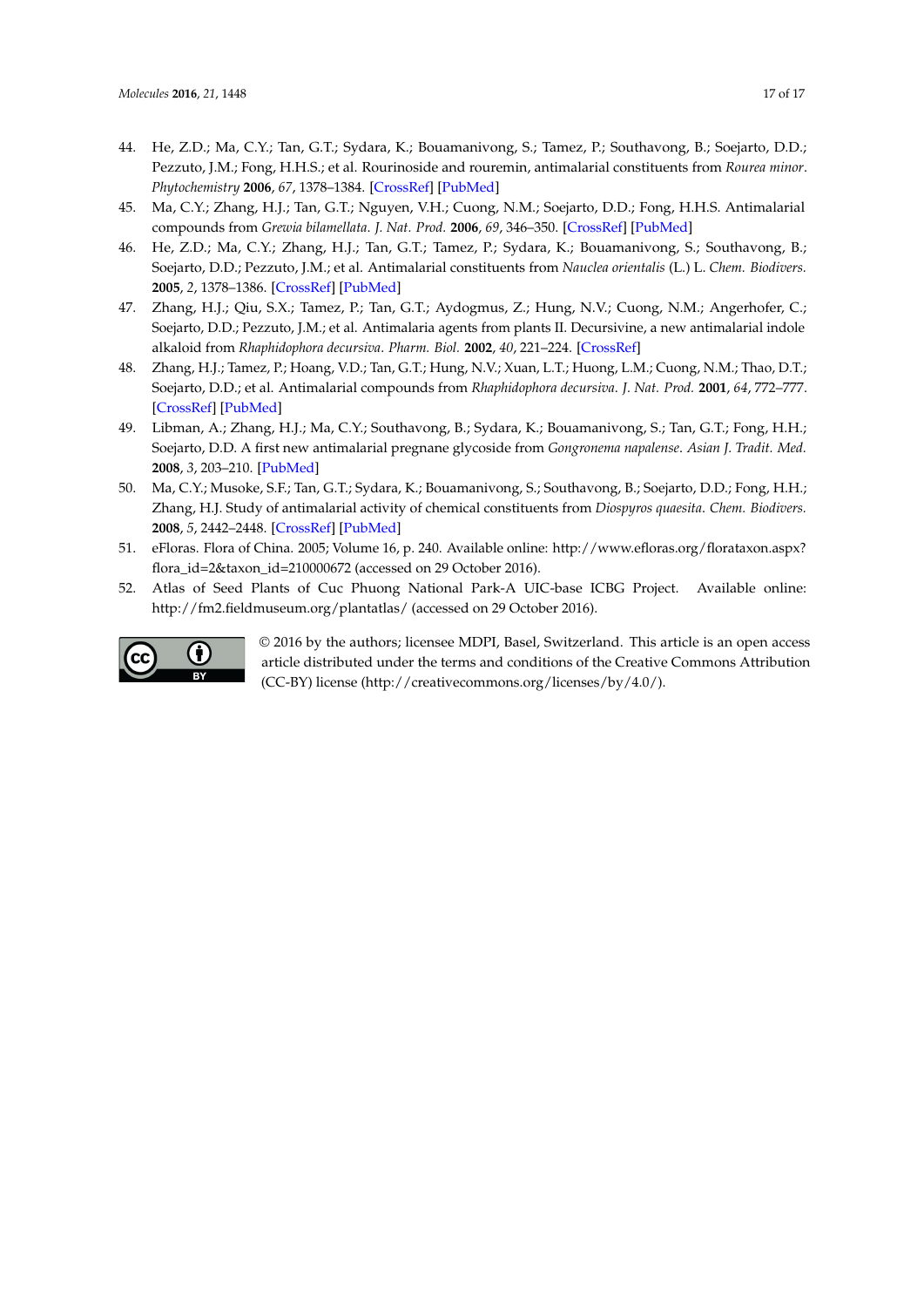44. He, Z.D.; Ma, C.Y.; Tan, G.T.; Sydara, K.; Bouamanivong, S.; Tamez, P.; Southavong, B.; Soejarto, D.D.; Pezzuto, J.M.; Fong, H.H.S.; et al. Rourinoside and rouremin, antimalarial constituents from *Rourea minor*. *Phytochemistry* **2006**, *67*, 1378–1384. [CrossRef] [PubMed]
45. Ma, C.Y.; Zhang, H.J.; Tan, G.T.; Nguyen, V.H.; Cuong, N.M.; Soejarto, D.D.; Fong, H.H.S. Antimalarial compounds from *Grewia bilamellata*. *J. Nat. Prod.* **2006**, *69*, 346–350. [CrossRef] [PubMed]
46. He, Z.D.; Ma, C.Y.; Zhang, H.J.; Tan, G.T.; Tamez, P.; Sydara, K.; Bouamanivong, S.; Southavong, B.; Soejarto, D.D.; Pezzuto, J.M.; et al. Antimalarial constituents from *Nauclea orientalis* (L.) L. *Chem. Biodivers.* **2005**, *2*, 1378–1386. [CrossRef] [PubMed]
47. Zhang, H.J.; Qiu, S.X.; Tamez, P.; Tan, G.T.; Aydogmus, Z.; Hung, N.V.; Cuong, N.M.; Angerhofer, C.; Soejarto, D.D.; Pezzuto, J.M.; et al. Antimalaria agents from plants II. Decursivine, a new antimalarial indole alkaloid from *Rhaphidophora decursiva*. *Pharm. Biol.* **2002**, *40*, 221–224. [CrossRef]
48. Zhang, H.J.; Tamez, P.; Hoang, V.D.; Tan, G.T.; Hung, N.V.; Xuan, L.T.; Huong, L.M.; Cuong, N.M.; Thao, D.T.; Soejarto, D.D.; et al. Antimalarial compounds from *Rhaphidophora decursiva*. *J. Nat. Prod.* **2001**, *64*, 772–777. [CrossRef] [PubMed]
49. Libman, A.; Zhang, H.J.; Ma, C.Y.; Southavong, B.; Sydara, K.; Bouamanivong, S.; Tan, G.T.; Fong, H.H.; Soejarto, D.D. A first new antimalarial pregnane glycoside from *Gongronema napalense*. *Asian J. Tradit. Med.* **2008**, *3*, 203–210. [PubMed]
50. Ma, C.Y.; Musoke, S.F.; Tan, G.T.; Sydara, K.; Bouamanivong, S.; Southavong, B.; Soejarto, D.D.; Fong, H.H.; Zhang, H.J. Study of antimalarial activity of chemical constituents from *Diospyros quaesita*. *Chem. Biodivers.* **2008**, *5*, 2442–2448. [CrossRef] [PubMed]
51. eFloras. Flora of China. 2005; Volume 16, p. 240. Available online: http://www.efloras.org/florataxon.aspx?flora_id=2&taxon_id=210000672 (accessed on 29 October 2016).
52. Atlas of Seed Plants of Cuc Phuong National Park-A UIC-base ICBG Project. Available online: http://fm2.fieldmuseum.org/plantatlas/ (accessed on 29 October 2016).

© 2016 by the authors; licensee MDPI, Basel, Switzerland. This article is an open access article distributed under the terms and conditions of the Creative Commons Attribution (CC-BY) license (http://creativecommons.org/licenses/by/4.0/).